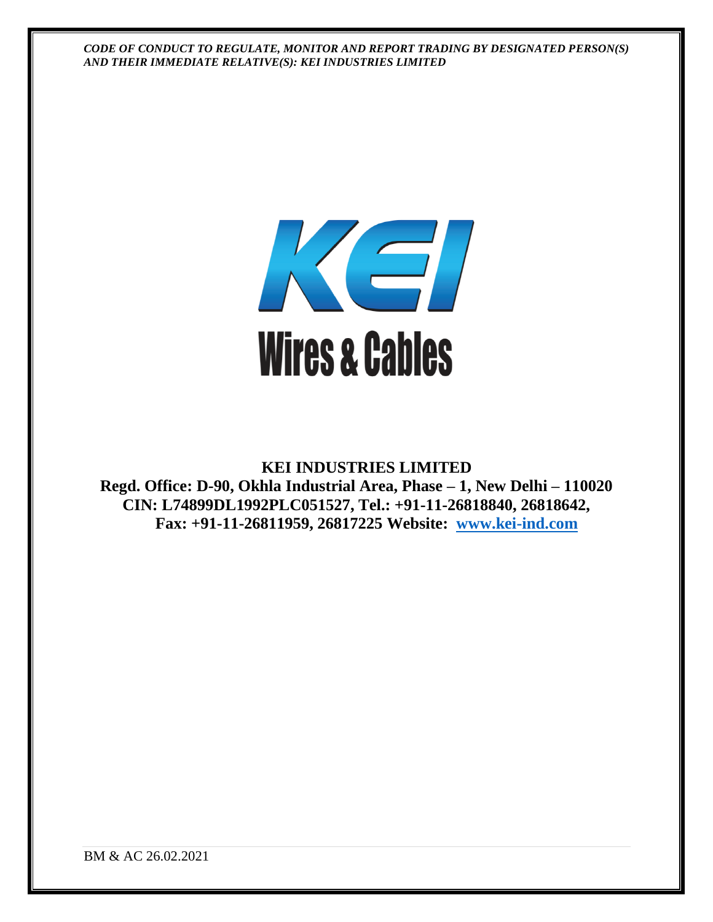*CODE OF CONDUCT TO REGULATE, MONITOR AND REPORT TRADING BY DESIGNATED PERSON(S) AND THEIR IMMEDIATE RELATIVE(S): KEI INDUSTRIES LIMITED*

**KEI INDUSTRIES LIMITED**

**Regd. Office: D-90, Okhla Industrial Area, Phase – 1, New Delhi – 110020**

**CIN: L74899DL1992PLC051527, Tel.: +91-11-26818840, 26818642,**

**Fax: +91-11-26811959, 26817225 Website: [www.kei-ind.com](http://www.kei-ind.com)**

BM & AC 26.02.2021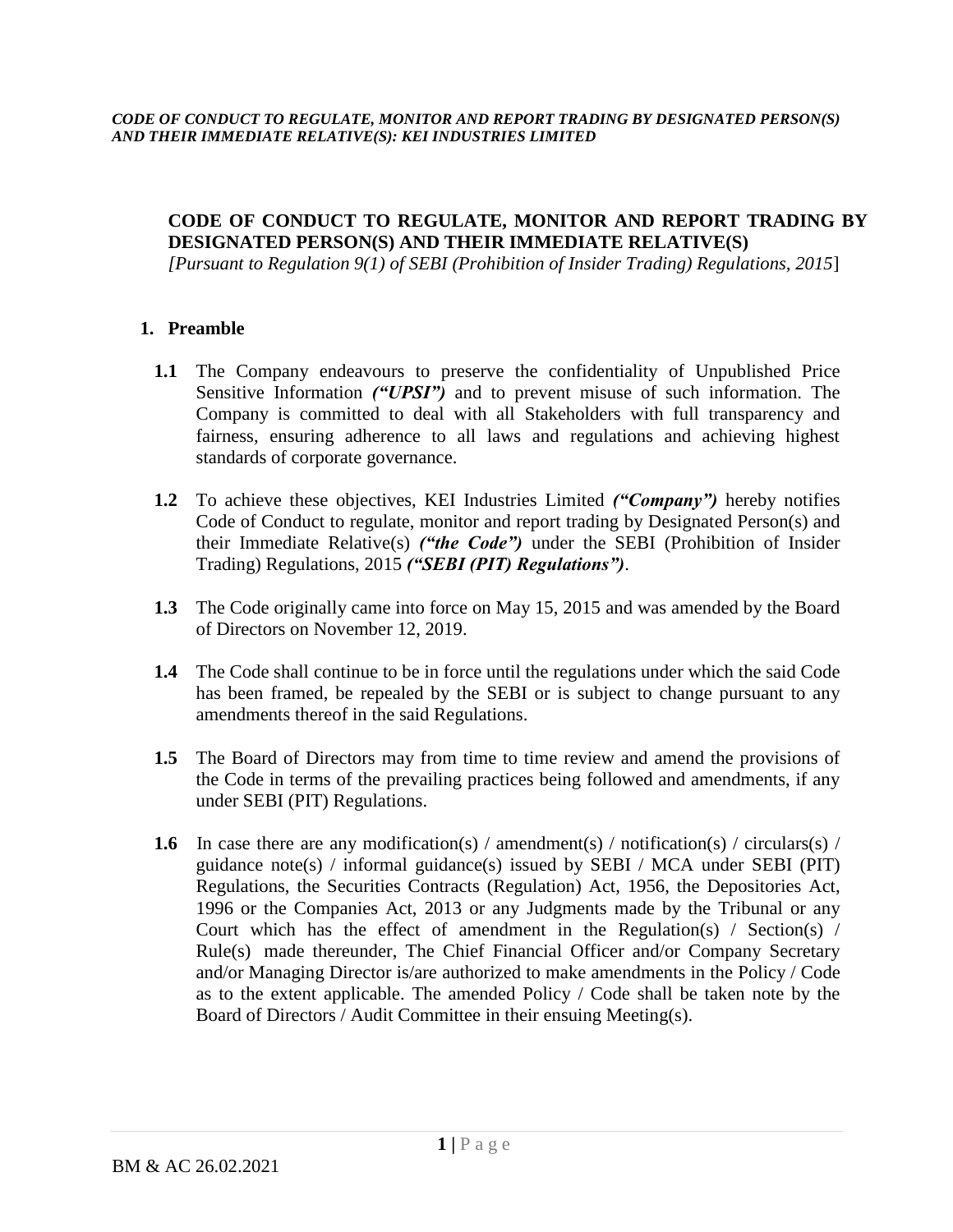## CODE OF CONDUCT TO REGULATE, MONITOR AND REPORT TRADING BY DESIGNATED PERSON(S) AND THEIR IMMEDIATE RELATIVE(S)

*[Pursuant to Regulation 9(1) of SEBI (Prohibition of Insider Trading) Regulations, 2015]*

### 1. Preamble

**1.1** The Company endeavours to preserve the confidentiality of Unpublished Price Sensitive Information ***("UPSI")*** and to prevent misuse of such information. The Company is committed to deal with all Stakeholders with full transparency and fairness, ensuring adherence to all laws and regulations and achieving highest standards of corporate governance.

**1.2** To achieve these objectives, KEI Industries Limited ***("Company")*** hereby notifies Code of Conduct to regulate, monitor and report trading by Designated Person(s) and their Immediate Relative(s) ***("the Code")*** under the SEBI (Prohibition of Insider Trading) Regulations, 2015 ***("SEBI (PIT) Regulations")***.

**1.3** The Code originally came into force on May 15, 2015 and was amended by the Board of Directors on November 12, 2019.

**1.4** The Code shall continue to be in force until the regulations under which the said Code has been framed, be repealed by the SEBI or is subject to change pursuant to any amendments thereof in the said Regulations.

**1.5** The Board of Directors may from time to time review and amend the provisions of the Code in terms of the prevailing practices being followed and amendments, if any under SEBI (PIT) Regulations.

**1.6** In case there are any modification(s) / amendment(s) / notification(s) / circulars(s) / guidance note(s) / informal guidance(s) issued by SEBI / MCA under SEBI (PIT) Regulations, the Securities Contracts (Regulation) Act, 1956, the Depositories Act, 1996 or the Companies Act, 2013 or any Judgments made by the Tribunal or any Court which has the effect of amendment in the Regulation(s) / Section(s) / Rule(s) made thereunder, The Chief Financial Officer and/or Company Secretary and/or Managing Director is/are authorized to make amendments in the Policy / Code as to the extent applicable. The amended Policy / Code shall be taken note by the Board of Directors / Audit Committee in their ensuing Meeting(s).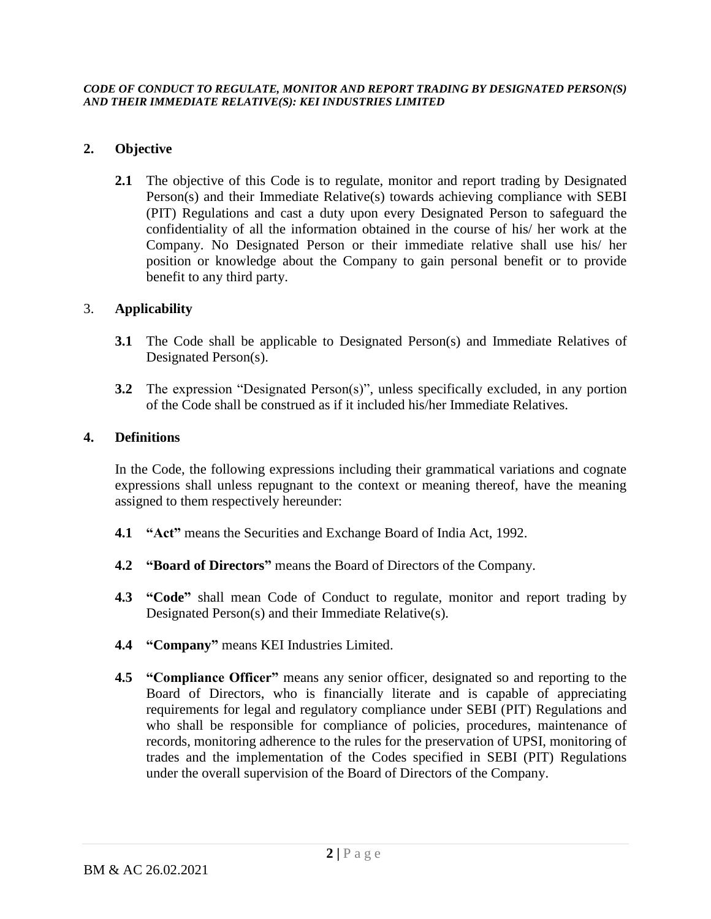## 2. Objective

**2.1** The objective of this Code is to regulate, monitor and report trading by Designated Person(s) and their Immediate Relative(s) towards achieving compliance with SEBI (PIT) Regulations and cast a duty upon every Designated Person to safeguard the confidentiality of all the information obtained in the course of his/ her work at the Company. No Designated Person or their immediate relative shall use his/ her position or knowledge about the Company to gain personal benefit or to provide benefit to any third party.

## 3. Applicability

**3.1** The Code shall be applicable to Designated Person(s) and Immediate Relatives of Designated Person(s).

**3.2** The expression "Designated Person(s)", unless specifically excluded, in any portion of the Code shall be construed as if it included his/her Immediate Relatives.

## 4. Definitions

In the Code, the following expressions including their grammatical variations and cognate expressions shall unless repugnant to the context or meaning thereof, have the meaning assigned to them respectively hereunder:

**4.1** **"Act"** means the Securities and Exchange Board of India Act, 1992.

**4.2** **"Board of Directors"** means the Board of Directors of the Company.

**4.3** **"Code"** shall mean Code of Conduct to regulate, monitor and report trading by Designated Person(s) and their Immediate Relative(s).

**4.4** **"Company"** means KEI Industries Limited.

**4.5** **"Compliance Officer"** means any senior officer, designated so and reporting to the Board of Directors, who is financially literate and is capable of appreciating requirements for legal and regulatory compliance under SEBI (PIT) Regulations and who shall be responsible for compliance of policies, procedures, maintenance of records, monitoring adherence to the rules for the preservation of UPSI, monitoring of trades and the implementation of the Codes specified in SEBI (PIT) Regulations under the overall supervision of the Board of Directors of the Company.

BM & AC 26.02.2021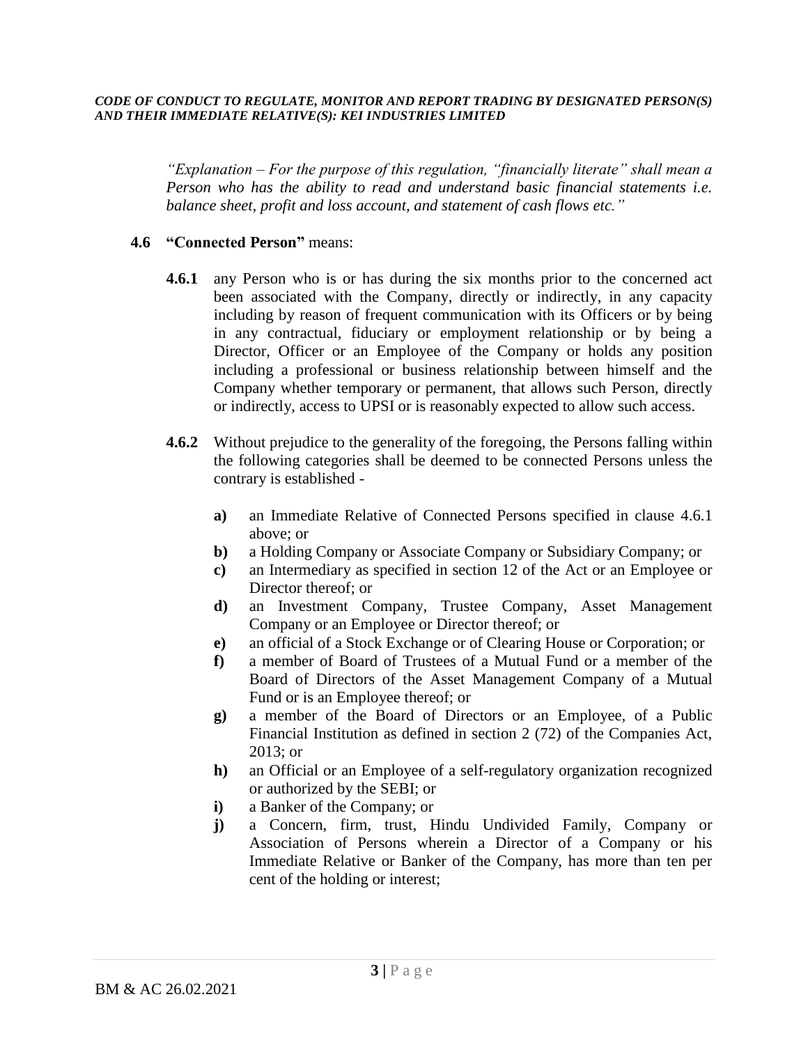*"Explanation – For the purpose of this regulation, "financially literate" shall mean a Person who has the ability to read and understand basic financial statements i.e. balance sheet, profit and loss account, and statement of cash flows etc."*

**4.6 "Connected Person"** means:

**4.6.1** any Person who is or has during the six months prior to the concerned act been associated with the Company, directly or indirectly, in any capacity including by reason of frequent communication with its Officers or by being in any contractual, fiduciary or employment relationship or by being a Director, Officer or an Employee of the Company or holds any position including a professional or business relationship between himself and the Company whether temporary or permanent, that allows such Person, directly or indirectly, access to UPSI or is reasonably expected to allow such access.

**4.6.2** Without prejudice to the generality of the foregoing, the Persons falling within the following categories shall be deemed to be connected Persons unless the contrary is established -

- **a)** an Immediate Relative of Connected Persons specified in clause 4.6.1 above; or
- **b)** a Holding Company or Associate Company or Subsidiary Company; or
- **c)** an Intermediary as specified in section 12 of the Act or an Employee or Director thereof; or
- **d)** an Investment Company, Trustee Company, Asset Management Company or an Employee or Director thereof; or
- **e)** an official of a Stock Exchange or of Clearing House or Corporation; or
- **f)** a member of Board of Trustees of a Mutual Fund or a member of the Board of Directors of the Asset Management Company of a Mutual Fund or is an Employee thereof; or
- **g)** a member of the Board of Directors or an Employee, of a Public Financial Institution as defined in section 2 (72) of the Companies Act, 2013; or
- **h)** an Official or an Employee of a self-regulatory organization recognized or authorized by the SEBI; or
- **i)** a Banker of the Company; or
- **j)** a Concern, firm, trust, Hindu Undivided Family, Company or Association of Persons wherein a Director of a Company or his Immediate Relative or Banker of the Company, has more than ten per cent of the holding or interest;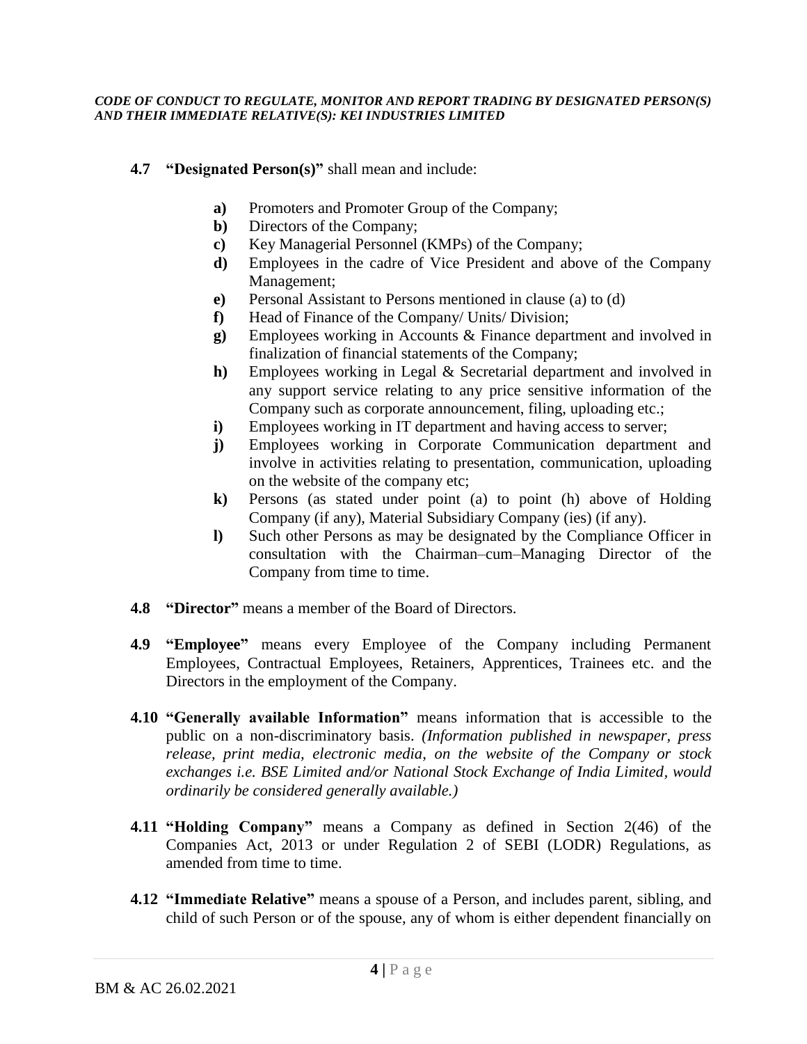**4.7 "Designated Person(s)"** shall mean and include:

- **a)** Promoters and Promoter Group of the Company;
- **b)** Directors of the Company;
- **c)** Key Managerial Personnel (KMPs) of the Company;
- **d)** Employees in the cadre of Vice President and above of the Company Management;
- **e)** Personal Assistant to Persons mentioned in clause (a) to (d)
- **f)** Head of Finance of the Company/ Units/ Division;
- **g)** Employees working in Accounts & Finance department and involved in finalization of financial statements of the Company;
- **h)** Employees working in Legal & Secretarial department and involved in any support service relating to any price sensitive information of the Company such as corporate announcement, filing, uploading etc.;
- **i)** Employees working in IT department and having access to server;
- **j)** Employees working in Corporate Communication department and involve in activities relating to presentation, communication, uploading on the website of the company etc;
- **k)** Persons (as stated under point (a) to point (h) above of Holding Company (if any), Material Subsidiary Company (ies) (if any).
- **l)** Such other Persons as may be designated by the Compliance Officer in consultation with the Chairman–cum–Managing Director of the Company from time to time.

**4.8 "Director"** means a member of the Board of Directors.

**4.9 "Employee"** means every Employee of the Company including Permanent Employees, Contractual Employees, Retainers, Apprentices, Trainees etc. and the Directors in the employment of the Company.

**4.10 "Generally available Information"** means information that is accessible to the public on a non-discriminatory basis. *(Information published in newspaper, press release, print media, electronic media, on the website of the Company or stock exchanges i.e. BSE Limited and/or National Stock Exchange of India Limited, would ordinarily be considered generally available.)*

**4.11 "Holding Company"** means a Company as defined in Section 2(46) of the Companies Act, 2013 or under Regulation 2 of SEBI (LODR) Regulations, as amended from time to time.

**4.12 "Immediate Relative"** means a spouse of a Person, and includes parent, sibling, and child of such Person or of the spouse, any of whom is either dependent financially on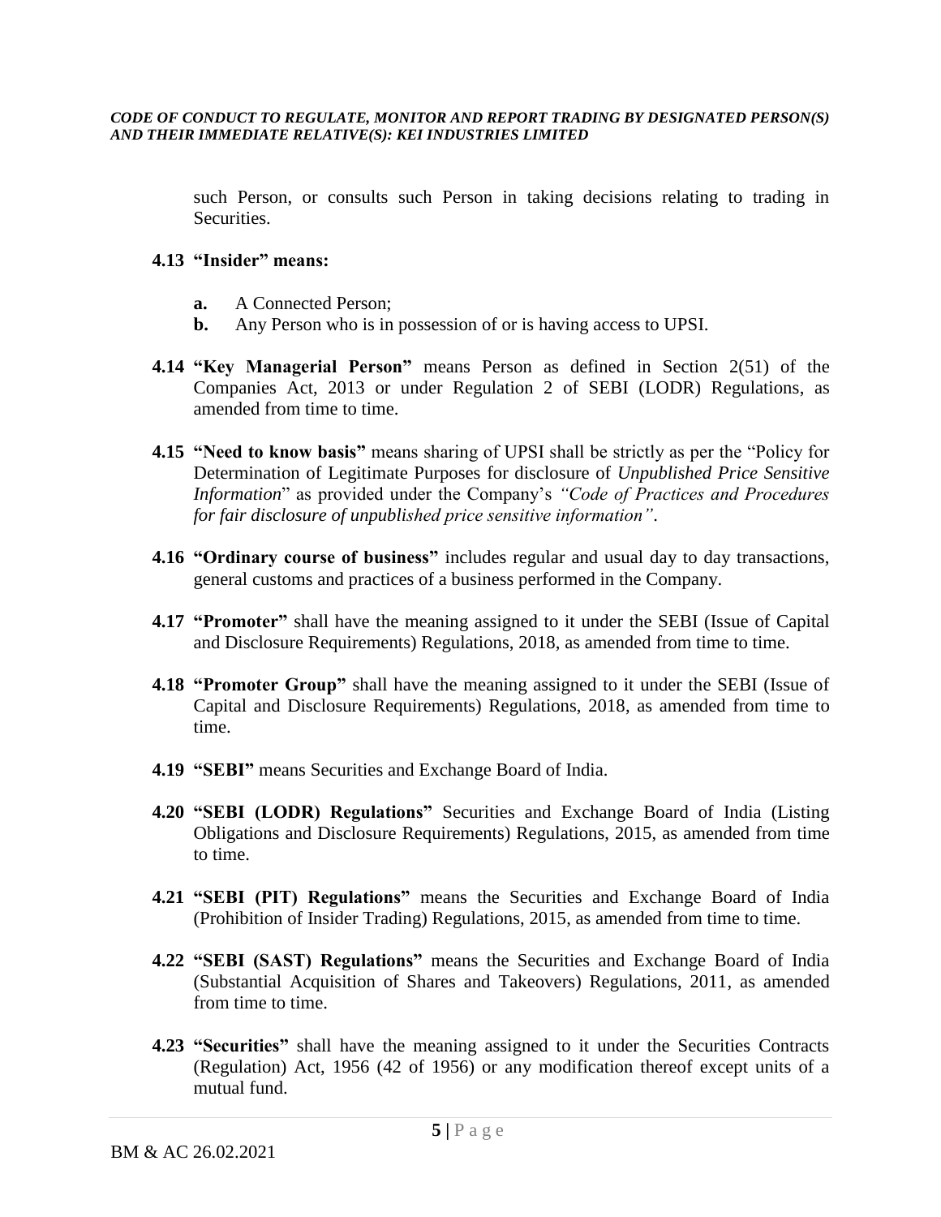such Person, or consults such Person in taking decisions relating to trading in Securities.

**4.13 "Insider" means:**

- **a.** A Connected Person;
- **b.** Any Person who is in possession of or is having access to UPSI.

**4.14 "Key Managerial Person"** means Person as defined in Section 2(51) of the Companies Act, 2013 or under Regulation 2 of SEBI (LODR) Regulations, as amended from time to time.

**4.15 "Need to know basis"** means sharing of UPSI shall be strictly as per the "Policy for Determination of Legitimate Purposes for disclosure of *Unpublished Price Sensitive Information*" as provided under the Company's *"Code of Practices and Procedures for fair disclosure of unpublished price sensitive information"*.

**4.16 "Ordinary course of business"** includes regular and usual day to day transactions, general customs and practices of a business performed in the Company.

**4.17 "Promoter"** shall have the meaning assigned to it under the SEBI (Issue of Capital and Disclosure Requirements) Regulations, 2018, as amended from time to time.

**4.18 "Promoter Group"** shall have the meaning assigned to it under the SEBI (Issue of Capital and Disclosure Requirements) Regulations, 2018, as amended from time to time.

**4.19 "SEBI"** means Securities and Exchange Board of India.

**4.20 "SEBI (LODR) Regulations"** Securities and Exchange Board of India (Listing Obligations and Disclosure Requirements) Regulations, 2015, as amended from time to time.

**4.21 "SEBI (PIT) Regulations"** means the Securities and Exchange Board of India (Prohibition of Insider Trading) Regulations, 2015, as amended from time to time.

**4.22 "SEBI (SAST) Regulations"** means the Securities and Exchange Board of India (Substantial Acquisition of Shares and Takeovers) Regulations, 2011, as amended from time to time.

**4.23 "Securities"** shall have the meaning assigned to it under the Securities Contracts (Regulation) Act, 1956 (42 of 1956) or any modification thereof except units of a mutual fund.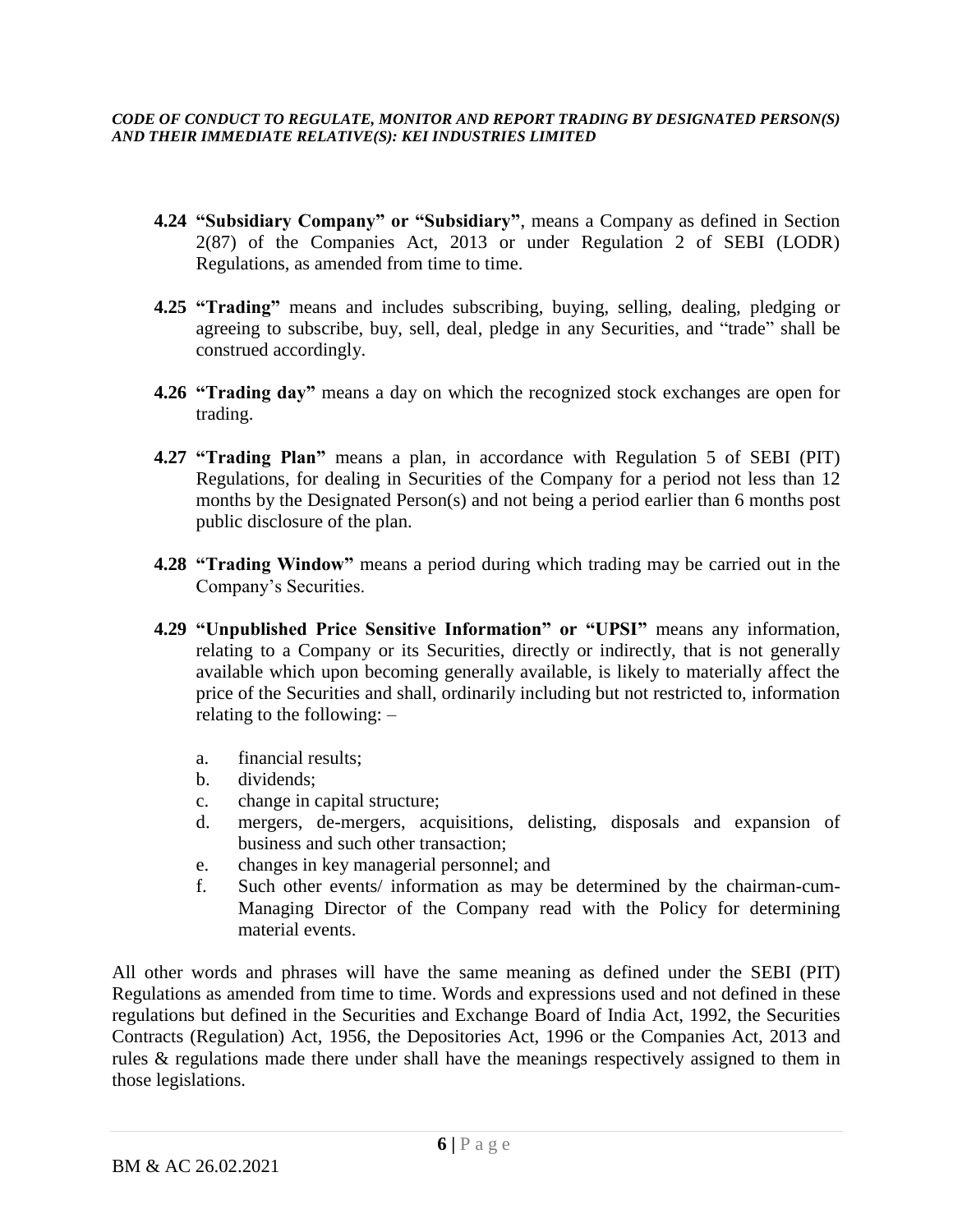**4.24 "Subsidiary Company" or "Subsidiary"**, means a Company as defined in Section 2(87) of the Companies Act, 2013 or under Regulation 2 of SEBI (LODR) Regulations, as amended from time to time.

**4.25 "Trading"** means and includes subscribing, buying, selling, dealing, pledging or agreeing to subscribe, buy, sell, deal, pledge in any Securities, and "trade" shall be construed accordingly.

**4.26 "Trading day"** means a day on which the recognized stock exchanges are open for trading.

**4.27 "Trading Plan"** means a plan, in accordance with Regulation 5 of SEBI (PIT) Regulations, for dealing in Securities of the Company for a period not less than 12 months by the Designated Person(s) and not being a period earlier than 6 months post public disclosure of the plan.

**4.28 "Trading Window"** means a period during which trading may be carried out in the Company's Securities.

**4.29 "Unpublished Price Sensitive Information" or "UPSI"** means any information, relating to a Company or its Securities, directly or indirectly, that is not generally available which upon becoming generally available, is likely to materially affect the price of the Securities and shall, ordinarily including but not restricted to, information relating to the following: –

a. financial results;
b. dividends;
c. change in capital structure;
d. mergers, de-mergers, acquisitions, delisting, disposals and expansion of business and such other transaction;
e. changes in key managerial personnel; and
f. Such other events/ information as may be determined by the chairman-cum-Managing Director of the Company read with the Policy for determining material events.

All other words and phrases will have the same meaning as defined under the SEBI (PIT) Regulations as amended from time to time. Words and expressions used and not defined in these regulations but defined in the Securities and Exchange Board of India Act, 1992, the Securities Contracts (Regulation) Act, 1956, the Depositories Act, 1996 or the Companies Act, 2013 and rules & regulations made there under shall have the meanings respectively assigned to them in those legislations.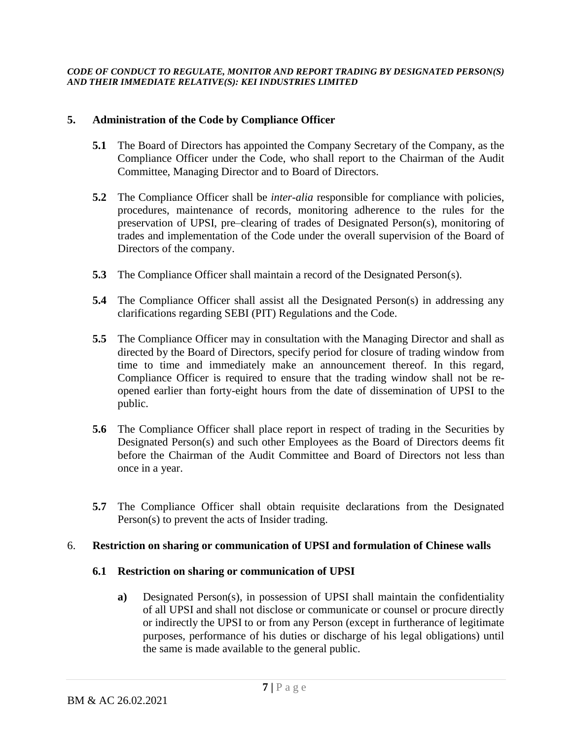## 5. Administration of the Code by Compliance Officer

**5.1** The Board of Directors has appointed the Company Secretary of the Company, as the Compliance Officer under the Code, who shall report to the Chairman of the Audit Committee, Managing Director and to Board of Directors.

**5.2** The Compliance Officer shall be *inter-alia* responsible for compliance with policies, procedures, maintenance of records, monitoring adherence to the rules for the preservation of UPSI, pre–clearing of trades of Designated Person(s), monitoring of trades and implementation of the Code under the overall supervision of the Board of Directors of the company.

**5.3** The Compliance Officer shall maintain a record of the Designated Person(s).

**5.4** The Compliance Officer shall assist all the Designated Person(s) in addressing any clarifications regarding SEBI (PIT) Regulations and the Code.

**5.5** The Compliance Officer may in consultation with the Managing Director and shall as directed by the Board of Directors, specify period for closure of trading window from time to time and immediately make an announcement thereof. In this regard, Compliance Officer is required to ensure that the trading window shall not be re-opened earlier than forty-eight hours from the date of dissemination of UPSI to the public.

**5.6** The Compliance Officer shall place report in respect of trading in the Securities by Designated Person(s) and such other Employees as the Board of Directors deems fit before the Chairman of the Audit Committee and Board of Directors not less than once in a year.

**5.7** The Compliance Officer shall obtain requisite declarations from the Designated Person(s) to prevent the acts of Insider trading.

## 6. Restriction on sharing or communication of UPSI and formulation of Chinese walls

### 6.1 Restriction on sharing or communication of UPSI

**a)** Designated Person(s), in possession of UPSI shall maintain the confidentiality of all UPSI and shall not disclose or communicate or counsel or procure directly or indirectly the UPSI to or from any Person (except in furtherance of legitimate purposes, performance of his duties or discharge of his legal obligations) until the same is made available to the general public.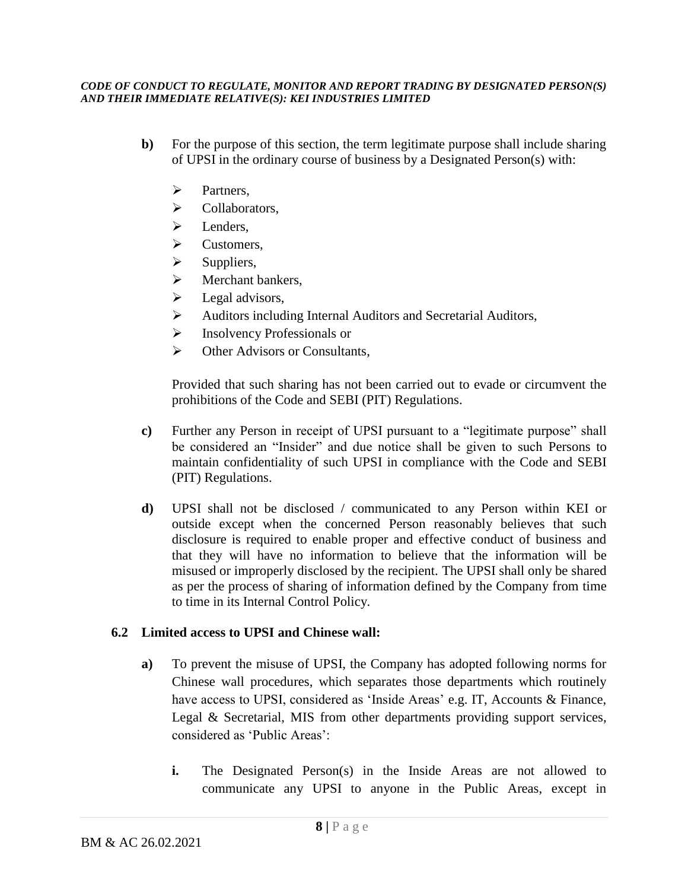**b)** For the purpose of this section, the term legitimate purpose shall include sharing of UPSI in the ordinary course of business by a Designated Person(s) with:

- Partners,
- Collaborators,
- Lenders,
- Customers,
- Suppliers,
- Merchant bankers,
- Legal advisors,
- Auditors including Internal Auditors and Secretarial Auditors,
- Insolvency Professionals or
- Other Advisors or Consultants,

Provided that such sharing has not been carried out to evade or circumvent the prohibitions of the Code and SEBI (PIT) Regulations.

**c)** Further any Person in receipt of UPSI pursuant to a "legitimate purpose" shall be considered an "Insider" and due notice shall be given to such Persons to maintain confidentiality of such UPSI in compliance with the Code and SEBI (PIT) Regulations.

**d)** UPSI shall not be disclosed / communicated to any Person within KEI or outside except when the concerned Person reasonably believes that such disclosure is required to enable proper and effective conduct of business and that they will have no information to believe that the information will be misused or improperly disclosed by the recipient. The UPSI shall only be shared as per the process of sharing of information defined by the Company from time to time in its Internal Control Policy.

### 6.2 Limited access to UPSI and Chinese wall:

**a)** To prevent the misuse of UPSI, the Company has adopted following norms for Chinese wall procedures, which separates those departments which routinely have access to UPSI, considered as 'Inside Areas' e.g. IT, Accounts & Finance, Legal & Secretarial, MIS from other departments providing support services, considered as 'Public Areas':

**i.** The Designated Person(s) in the Inside Areas are not allowed to communicate any UPSI to anyone in the Public Areas, except in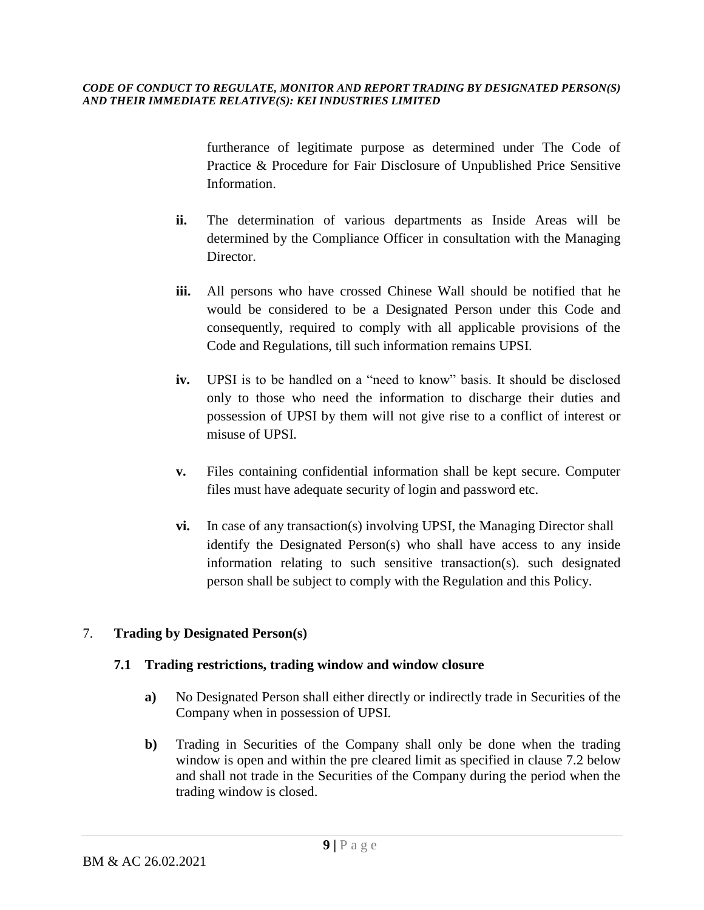furtherance of legitimate purpose as determined under The Code of Practice & Procedure for Fair Disclosure of Unpublished Price Sensitive Information.

**ii.** The determination of various departments as Inside Areas will be determined by the Compliance Officer in consultation with the Managing Director.

**iii.** All persons who have crossed Chinese Wall should be notified that he would be considered to be a Designated Person under this Code and consequently, required to comply with all applicable provisions of the Code and Regulations, till such information remains UPSI.

**iv.** UPSI is to be handled on a "need to know" basis. It should be disclosed only to those who need the information to discharge their duties and possession of UPSI by them will not give rise to a conflict of interest or misuse of UPSI.

**v.** Files containing confidential information shall be kept secure. Computer files must have adequate security of login and password etc.

**vi.** In case of any transaction(s) involving UPSI, the Managing Director shall identify the Designated Person(s) who shall have access to any inside information relating to such sensitive transaction(s). such designated person shall be subject to comply with the Regulation and this Policy.

## 7. **Trading by Designated Person(s)**

### **7.1 Trading restrictions, trading window and window closure**

**a)** No Designated Person shall either directly or indirectly trade in Securities of the Company when in possession of UPSI.

**b)** Trading in Securities of the Company shall only be done when the trading window is open and within the pre cleared limit as specified in clause 7.2 below and shall not trade in the Securities of the Company during the period when the trading window is closed.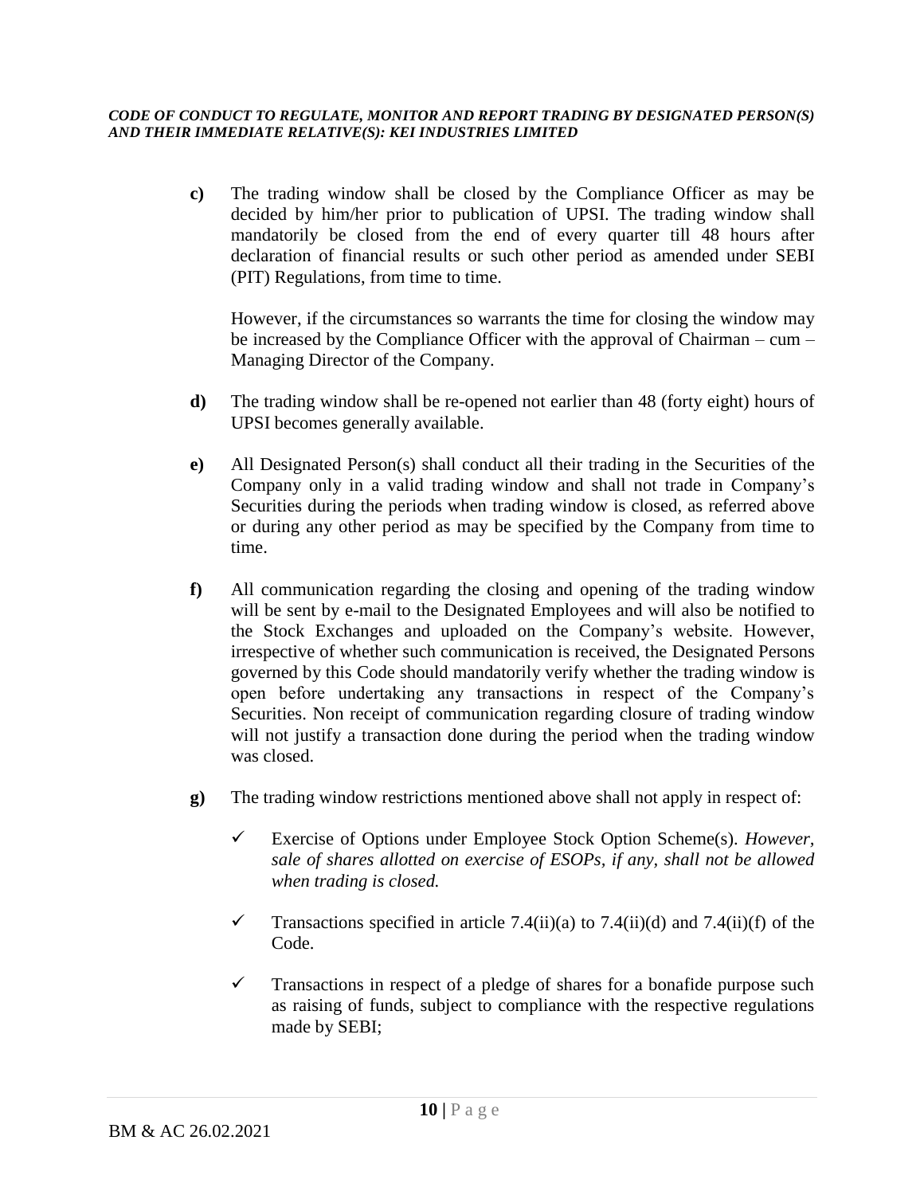**c)** The trading window shall be closed by the Compliance Officer as may be decided by him/her prior to publication of UPSI. The trading window shall mandatorily be closed from the end of every quarter till 48 hours after declaration of financial results or such other period as amended under SEBI (PIT) Regulations, from time to time.

However, if the circumstances so warrants the time for closing the window may be increased by the Compliance Officer with the approval of Chairman – cum – Managing Director of the Company.

**d)** The trading window shall be re-opened not earlier than 48 (forty eight) hours of UPSI becomes generally available.

**e)** All Designated Person(s) shall conduct all their trading in the Securities of the Company only in a valid trading window and shall not trade in Company's Securities during the periods when trading window is closed, as referred above or during any other period as may be specified by the Company from time to time.

**f)** All communication regarding the closing and opening of the trading window will be sent by e-mail to the Designated Employees and will also be notified to the Stock Exchanges and uploaded on the Company's website. However, irrespective of whether such communication is received, the Designated Persons governed by this Code should mandatorily verify whether the trading window is open before undertaking any transactions in respect of the Company's Securities. Non receipt of communication regarding closure of trading window will not justify a transaction done during the period when the trading window was closed.

**g)** The trading window restrictions mentioned above shall not apply in respect of:

- ✓ Exercise of Options under Employee Stock Option Scheme(s). *However, sale of shares allotted on exercise of ESOPs, if any, shall not be allowed when trading is closed.*
- ✓ Transactions specified in article 7.4(ii)(a) to 7.4(ii)(d) and 7.4(ii)(f) of the Code.
- ✓ Transactions in respect of a pledge of shares for a bonafide purpose such as raising of funds, subject to compliance with the respective regulations made by SEBI;

BM & AC 26.02.2021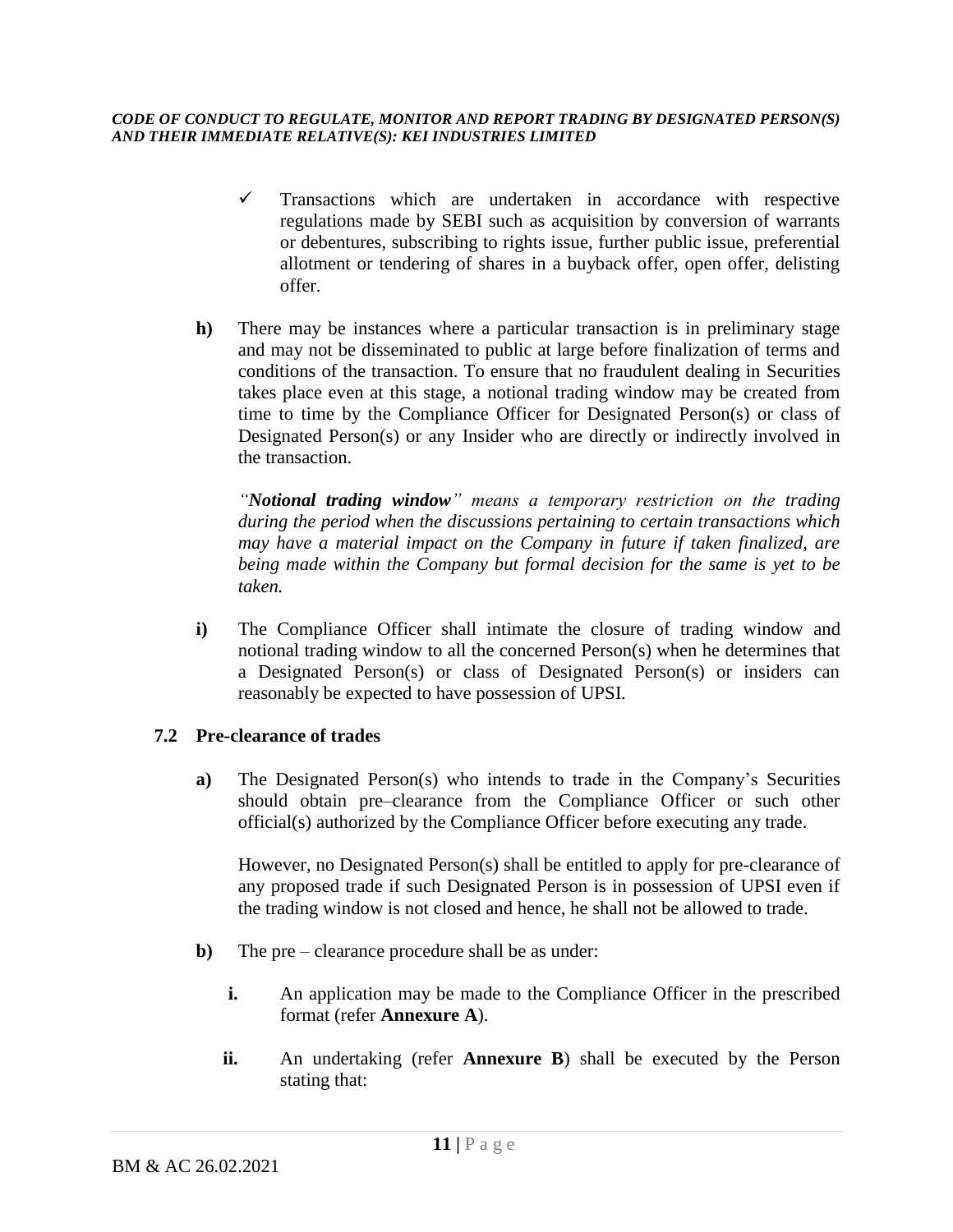- ✓ Transactions which are undertaken in accordance with respective regulations made by SEBI such as acquisition by conversion of warrants or debentures, subscribing to rights issue, further public issue, preferential allotment or tendering of shares in a buyback offer, open offer, delisting offer.

**h)** There may be instances where a particular transaction is in preliminary stage and may not be disseminated to public at large before finalization of terms and conditions of the transaction. To ensure that no fraudulent dealing in Securities takes place even at this stage, a notional trading window may be created from time to time by the Compliance Officer for Designated Person(s) or class of Designated Person(s) or any Insider who are directly or indirectly involved in the transaction.

*"**Notional trading window**" means a temporary restriction on the trading during the period when the discussions pertaining to certain transactions which may have a material impact on the Company in future if taken finalized, are being made within the Company but formal decision for the same is yet to be taken.*

**i)** The Compliance Officer shall intimate the closure of trading window and notional trading window to all the concerned Person(s) when he determines that a Designated Person(s) or class of Designated Person(s) or insiders can reasonably be expected to have possession of UPSI.

## 7.2 Pre-clearance of trades

**a)** The Designated Person(s) who intends to trade in the Company's Securities should obtain pre–clearance from the Compliance Officer or such other official(s) authorized by the Compliance Officer before executing any trade.

However, no Designated Person(s) shall be entitled to apply for pre-clearance of any proposed trade if such Designated Person is in possession of UPSI even if the trading window is not closed and hence, he shall not be allowed to trade.

**b)** The pre – clearance procedure shall be as under:

**i.** An application may be made to the Compliance Officer in the prescribed format (refer **Annexure A**).

**ii.** An undertaking (refer **Annexure B**) shall be executed by the Person stating that: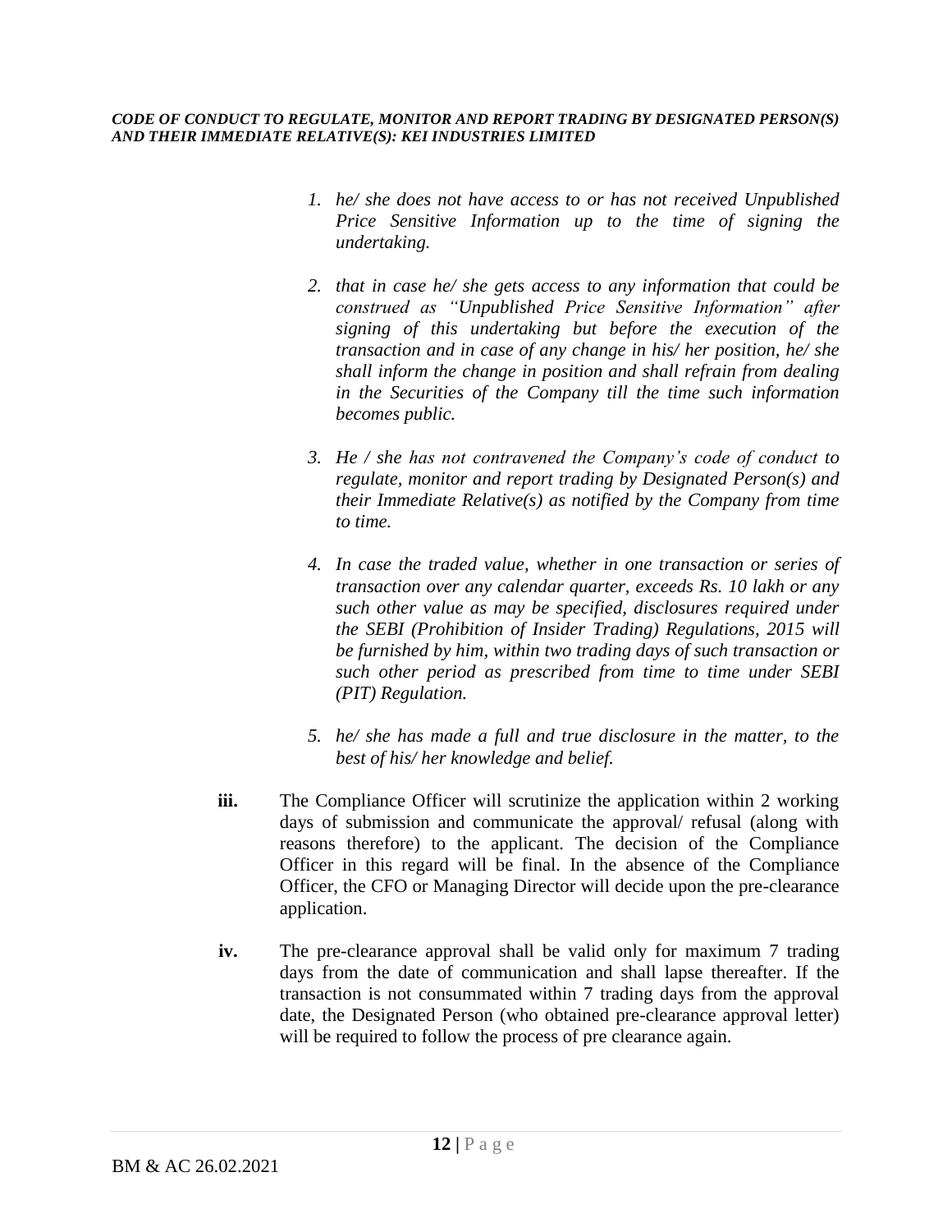1. *he/ she does not have access to or has not received Unpublished Price Sensitive Information up to the time of signing the undertaking.*

2. *that in case he/ she gets access to any information that could be construed as "Unpublished Price Sensitive Information" after signing of this undertaking but before the execution of the transaction and in case of any change in his/ her position, he/ she shall inform the change in position and shall refrain from dealing in the Securities of the Company till the time such information becomes public.*

3. *He / she has not contravened the Company's code of conduct to regulate, monitor and report trading by Designated Person(s) and their Immediate Relative(s) as notified by the Company from time to time.*

4. *In case the traded value, whether in one transaction or series of transaction over any calendar quarter, exceeds Rs. 10 lakh or any such other value as may be specified, disclosures required under the SEBI (Prohibition of Insider Trading) Regulations, 2015 will be furnished by him, within two trading days of such transaction or such other period as prescribed from time to time under SEBI (PIT) Regulation.*

5. *he/ she has made a full and true disclosure in the matter, to the best of his/ her knowledge and belief.*

**iii.** The Compliance Officer will scrutinize the application within 2 working days of submission and communicate the approval/ refusal (along with reasons therefore) to the applicant. The decision of the Compliance Officer in this regard will be final. In the absence of the Compliance Officer, the CFO or Managing Director will decide upon the pre-clearance application.

**iv.** The pre-clearance approval shall be valid only for maximum 7 trading days from the date of communication and shall lapse thereafter. If the transaction is not consummated within 7 trading days from the approval date, the Designated Person (who obtained pre-clearance approval letter) will be required to follow the process of pre clearance again.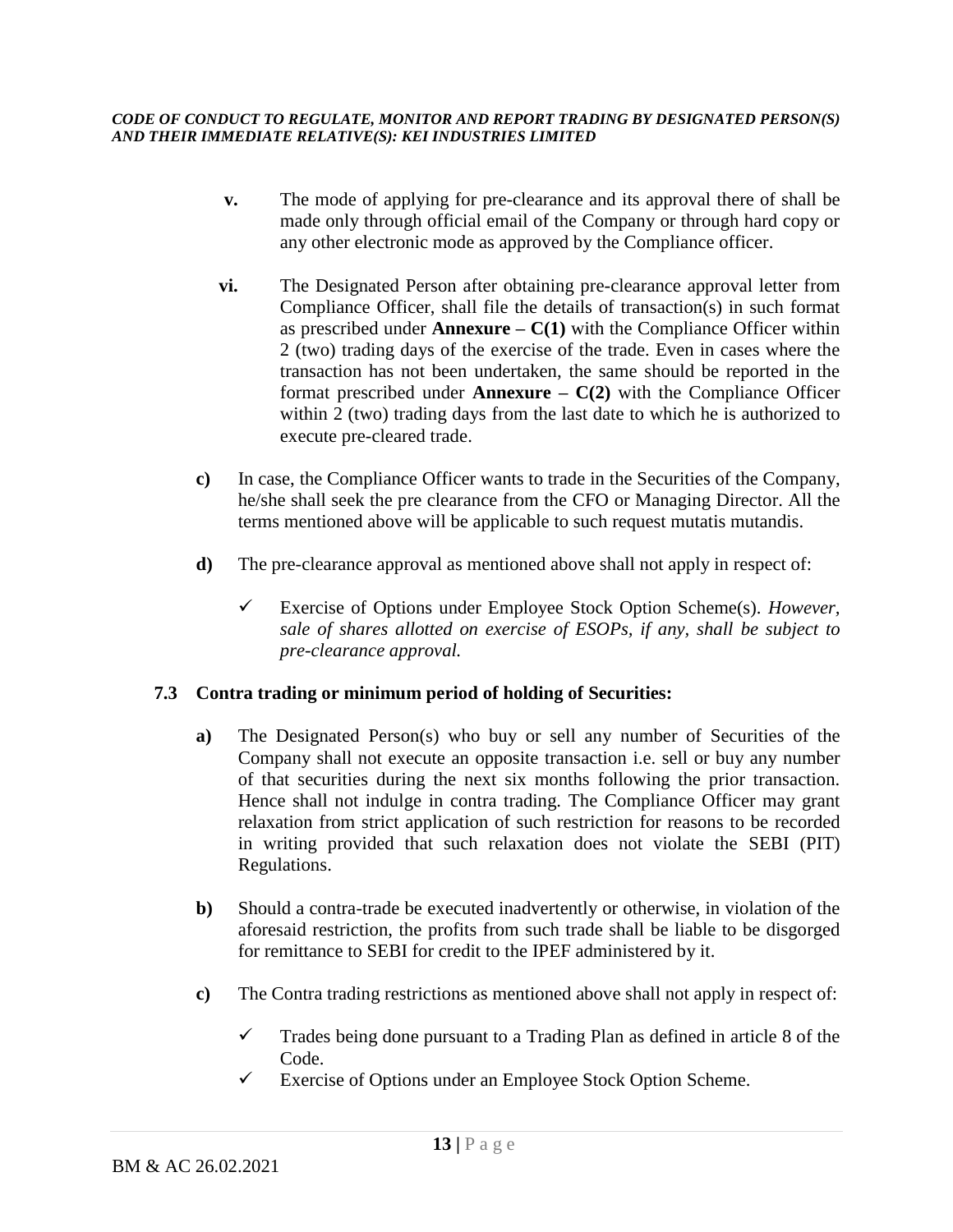**v.** The mode of applying for pre-clearance and its approval there of shall be made only through official email of the Company or through hard copy or any other electronic mode as approved by the Compliance officer.

**vi.** The Designated Person after obtaining pre-clearance approval letter from Compliance Officer, shall file the details of transaction(s) in such format as prescribed under **Annexure – C(1)** with the Compliance Officer within 2 (two) trading days of the exercise of the trade. Even in cases where the transaction has not been undertaken, the same should be reported in the format prescribed under **Annexure – C(2)** with the Compliance Officer within 2 (two) trading days from the last date to which he is authorized to execute pre-cleared trade.

**c)** In case, the Compliance Officer wants to trade in the Securities of the Company, he/she shall seek the pre clearance from the CFO or Managing Director. All the terms mentioned above will be applicable to such request mutatis mutandis.

**d)** The pre-clearance approval as mentioned above shall not apply in respect of:

- ✓ Exercise of Options under Employee Stock Option Scheme(s). *However, sale of shares allotted on exercise of ESOPs, if any, shall be subject to pre-clearance approval.*

### 7.3 Contra trading or minimum period of holding of Securities:

**a)** The Designated Person(s) who buy or sell any number of Securities of the Company shall not execute an opposite transaction i.e. sell or buy any number of that securities during the next six months following the prior transaction. Hence shall not indulge in contra trading. The Compliance Officer may grant relaxation from strict application of such restriction for reasons to be recorded in writing provided that such relaxation does not violate the SEBI (PIT) Regulations.

**b)** Should a contra-trade be executed inadvertently or otherwise, in violation of the aforesaid restriction, the profits from such trade shall be liable to be disgorged for remittance to SEBI for credit to the IPEF administered by it.

**c)** The Contra trading restrictions as mentioned above shall not apply in respect of:

- ✓ Trades being done pursuant to a Trading Plan as defined in article 8 of the Code.
- ✓ Exercise of Options under an Employee Stock Option Scheme.

BM & AC 26.02.2021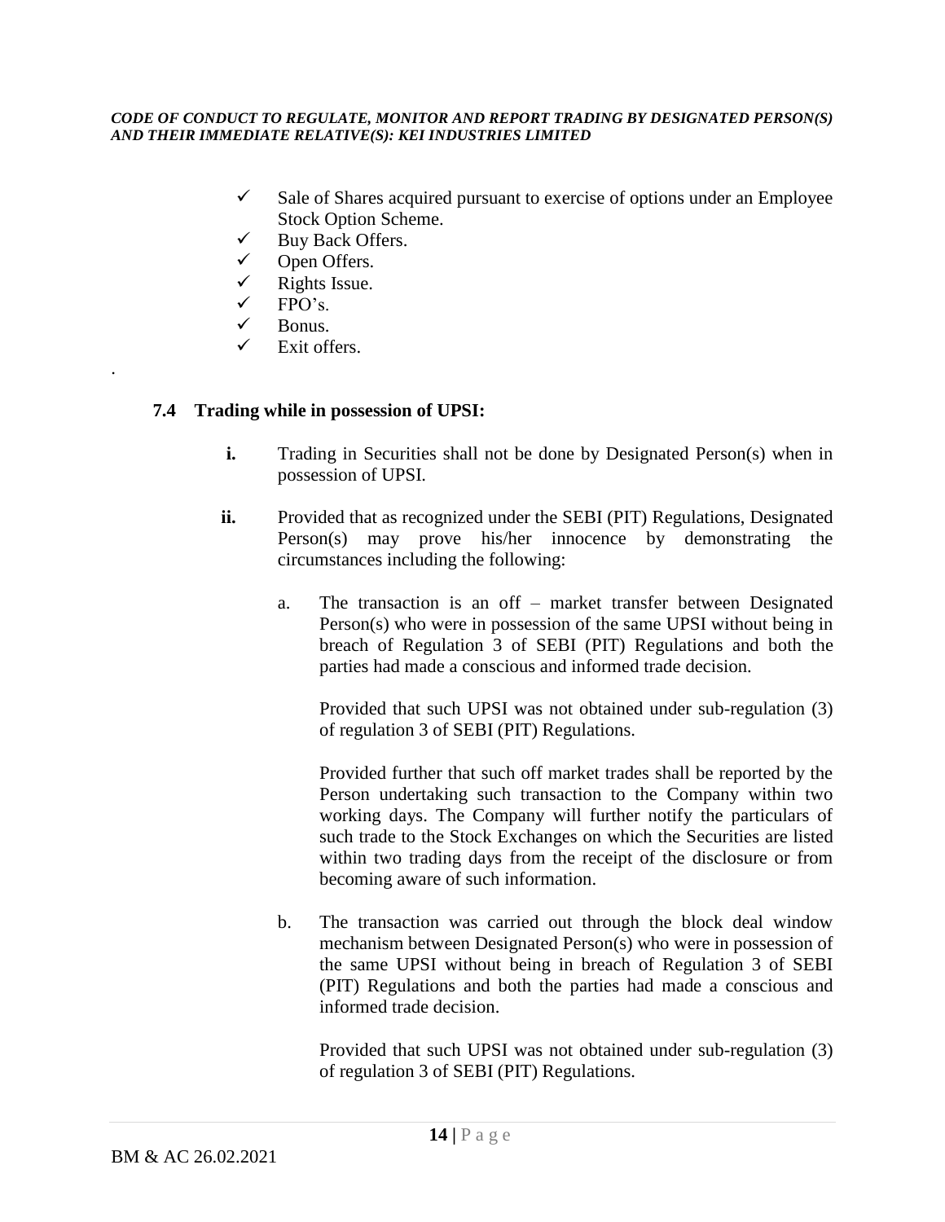- ✓ Sale of Shares acquired pursuant to exercise of options under an Employee Stock Option Scheme.
- ✓ Buy Back Offers.
- ✓ Open Offers.
- ✓ Rights Issue.
- ✓ FPO's.
- ✓ Bonus.
- ✓ Exit offers.

.

### 7.4 Trading while in possession of UPSI:

**i.** Trading in Securities shall not be done by Designated Person(s) when in possession of UPSI.

**ii.** Provided that as recognized under the SEBI (PIT) Regulations, Designated Person(s) may prove his/her innocence by demonstrating the circumstances including the following:

a. The transaction is an off – market transfer between Designated Person(s) who were in possession of the same UPSI without being in breach of Regulation 3 of SEBI (PIT) Regulations and both the parties had made a conscious and informed trade decision.

Provided that such UPSI was not obtained under sub-regulation (3) of regulation 3 of SEBI (PIT) Regulations.

Provided further that such off market trades shall be reported by the Person undertaking such transaction to the Company within two working days. The Company will further notify the particulars of such trade to the Stock Exchanges on which the Securities are listed within two trading days from the receipt of the disclosure or from becoming aware of such information.

b. The transaction was carried out through the block deal window mechanism between Designated Person(s) who were in possession of the same UPSI without being in breach of Regulation 3 of SEBI (PIT) Regulations and both the parties had made a conscious and informed trade decision.

Provided that such UPSI was not obtained under sub-regulation (3) of regulation 3 of SEBI (PIT) Regulations.

BM & AC 26.02.2021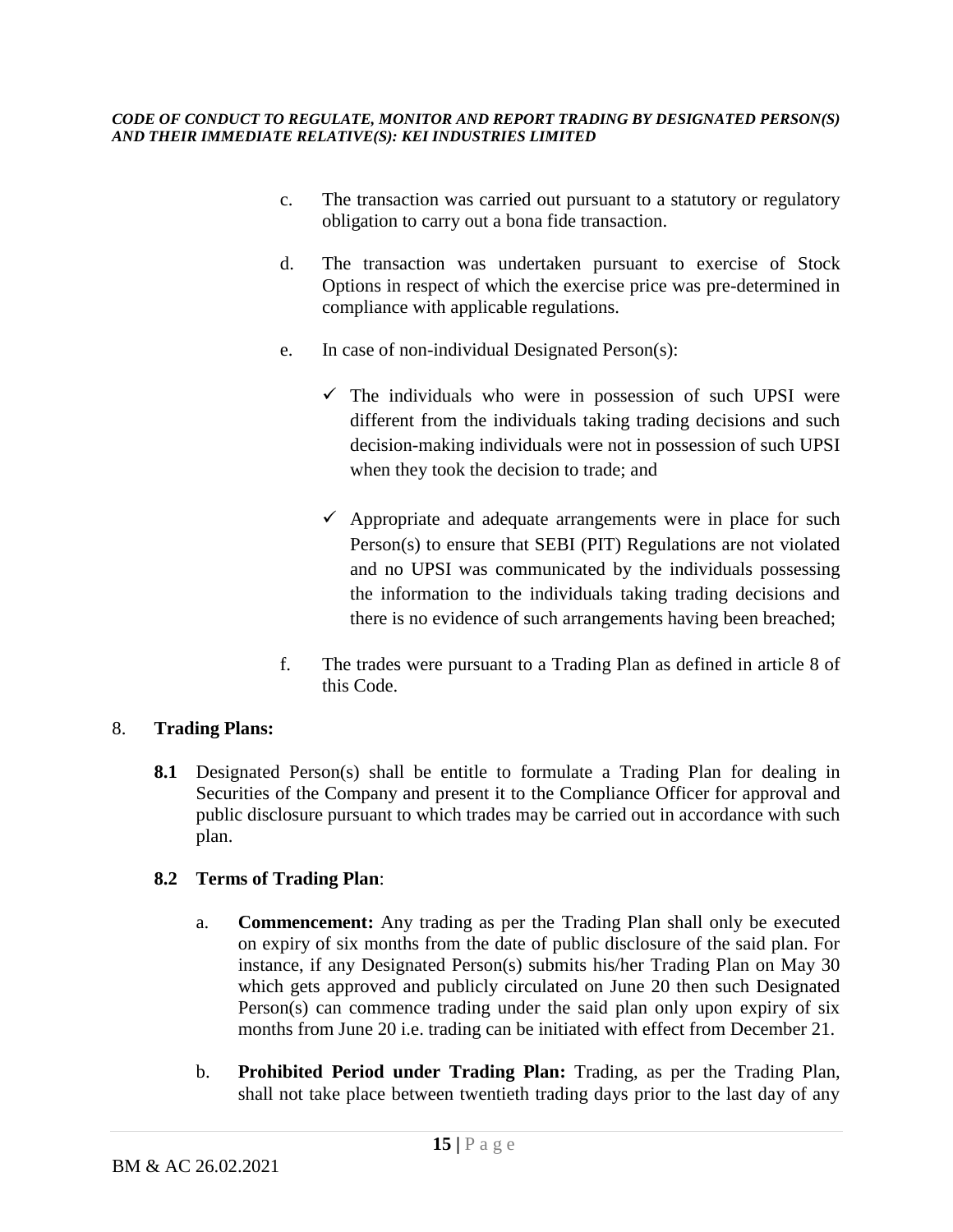c. The transaction was carried out pursuant to a statutory or regulatory obligation to carry out a bona fide transaction.

d. The transaction was undertaken pursuant to exercise of Stock Options in respect of which the exercise price was pre-determined in compliance with applicable regulations.

e. In case of non-individual Designated Person(s):

   - ✓ The individuals who were in possession of such UPSI were different from the individuals taking trading decisions and such decision-making individuals were not in possession of such UPSI when they took the decision to trade; and

   - ✓ Appropriate and adequate arrangements were in place for such Person(s) to ensure that SEBI (PIT) Regulations are not violated and no UPSI was communicated by the individuals possessing the information to the individuals taking trading decisions and there is no evidence of such arrangements having been breached;

f. The trades were pursuant to a Trading Plan as defined in article 8 of this Code.

8. **Trading Plans:**

**8.1** Designated Person(s) shall be entitle to formulate a Trading Plan for dealing in Securities of the Company and present it to the Compliance Officer for approval and public disclosure pursuant to which trades may be carried out in accordance with such plan.

**8.2 Terms of Trading Plan**:

a. **Commencement:** Any trading as per the Trading Plan shall only be executed on expiry of six months from the date of public disclosure of the said plan. For instance, if any Designated Person(s) submits his/her Trading Plan on May 30 which gets approved and publicly circulated on June 20 then such Designated Person(s) can commence trading under the said plan only upon expiry of six months from June 20 i.e. trading can be initiated with effect from December 21.

b. **Prohibited Period under Trading Plan:** Trading, as per the Trading Plan, shall not take place between twentieth trading days prior to the last day of any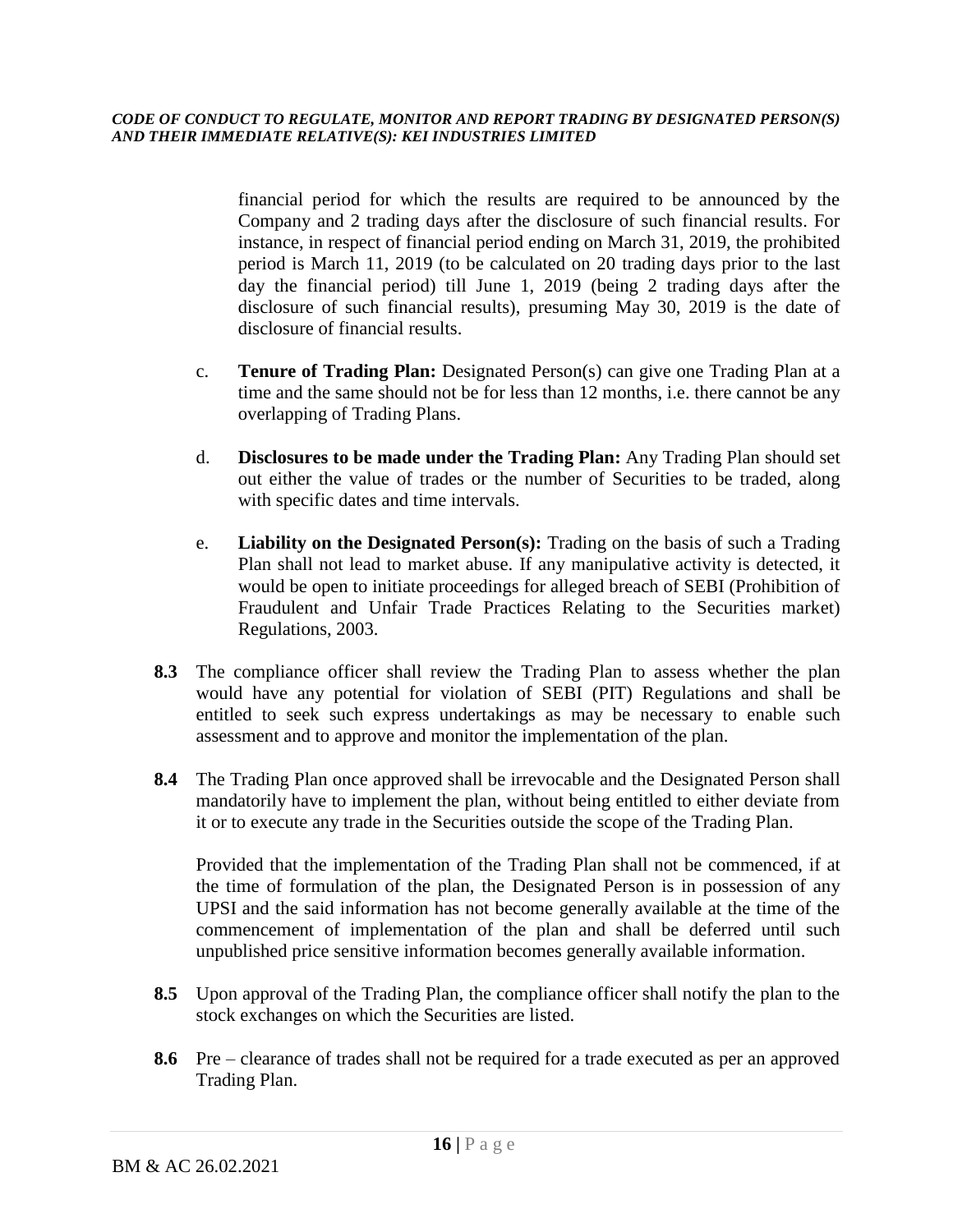financial period for which the results are required to be announced by the Company and 2 trading days after the disclosure of such financial results. For instance, in respect of financial period ending on March 31, 2019, the prohibited period is March 11, 2019 (to be calculated on 20 trading days prior to the last day the financial period) till June 1, 2019 (being 2 trading days after the disclosure of such financial results), presuming May 30, 2019 is the date of disclosure of financial results.

c. **Tenure of Trading Plan:** Designated Person(s) can give one Trading Plan at a time and the same should not be for less than 12 months, i.e. there cannot be any overlapping of Trading Plans.

d. **Disclosures to be made under the Trading Plan:** Any Trading Plan should set out either the value of trades or the number of Securities to be traded, along with specific dates and time intervals.

e. **Liability on the Designated Person(s):** Trading on the basis of such a Trading Plan shall not lead to market abuse. If any manipulative activity is detected, it would be open to initiate proceedings for alleged breach of SEBI (Prohibition of Fraudulent and Unfair Trade Practices Relating to the Securities market) Regulations, 2003.

**8.3** The compliance officer shall review the Trading Plan to assess whether the plan would have any potential for violation of SEBI (PIT) Regulations and shall be entitled to seek such express undertakings as may be necessary to enable such assessment and to approve and monitor the implementation of the plan.

**8.4** The Trading Plan once approved shall be irrevocable and the Designated Person shall mandatorily have to implement the plan, without being entitled to either deviate from it or to execute any trade in the Securities outside the scope of the Trading Plan.

Provided that the implementation of the Trading Plan shall not be commenced, if at the time of formulation of the plan, the Designated Person is in possession of any UPSI and the said information has not become generally available at the time of the commencement of implementation of the plan and shall be deferred until such unpublished price sensitive information becomes generally available information.

**8.5** Upon approval of the Trading Plan, the compliance officer shall notify the plan to the stock exchanges on which the Securities are listed.

**8.6** Pre – clearance of trades shall not be required for a trade executed as per an approved Trading Plan.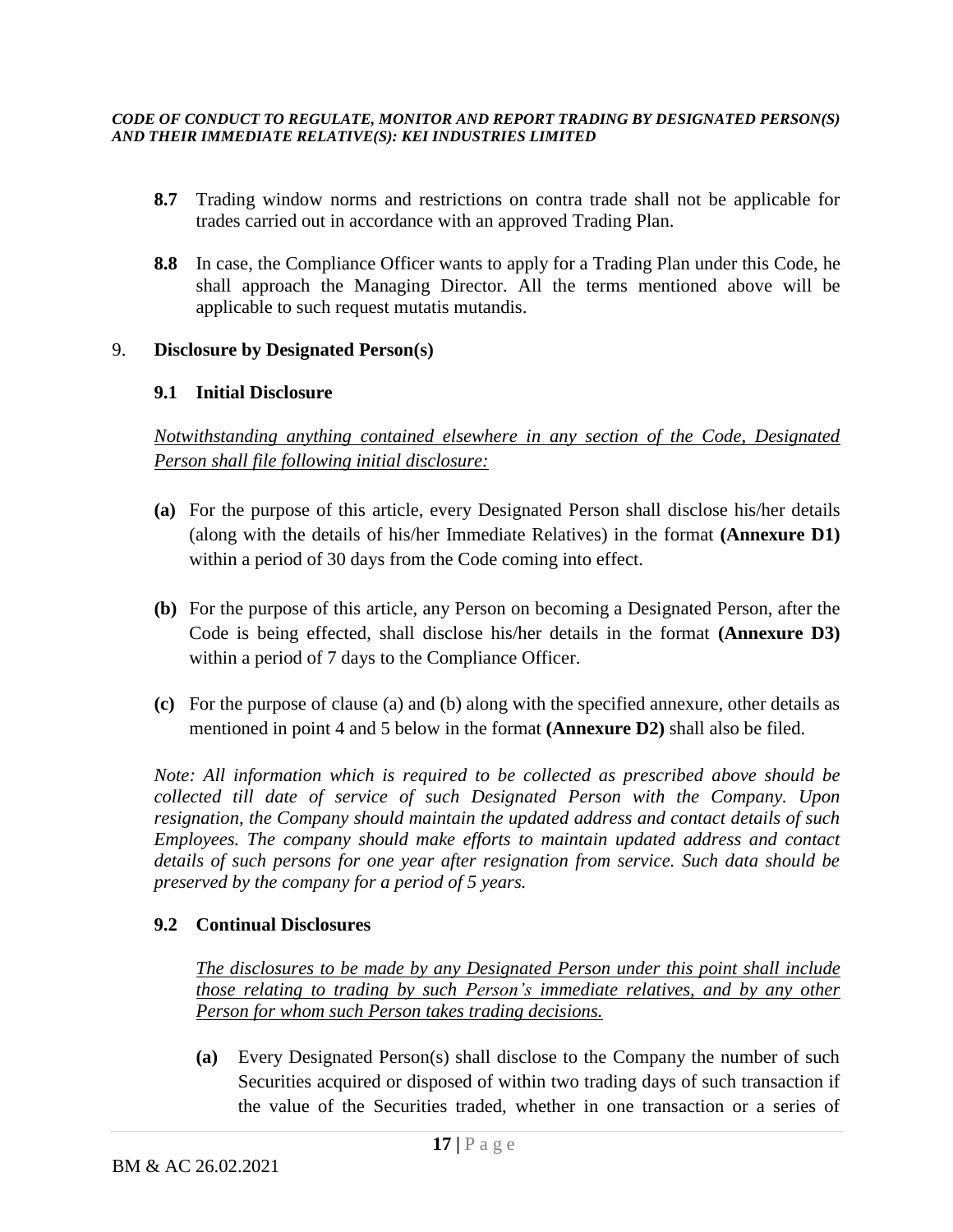**8.7** Trading window norms and restrictions on contra trade shall not be applicable for trades carried out in accordance with an approved Trading Plan.

**8.8** In case, the Compliance Officer wants to apply for a Trading Plan under this Code, he shall approach the Managing Director. All the terms mentioned above will be applicable to such request mutatis mutandis.

## 9. Disclosure by Designated Person(s)

### 9.1 Initial Disclosure

*Notwithstanding anything contained elsewhere in any section of the Code, Designated Person shall file following initial disclosure:*

**(a)** For the purpose of this article, every Designated Person shall disclose his/her details (along with the details of his/her Immediate Relatives) in the format **(Annexure D1)** within a period of 30 days from the Code coming into effect.

**(b)** For the purpose of this article, any Person on becoming a Designated Person, after the Code is being effected, shall disclose his/her details in the format **(Annexure D3)** within a period of 7 days to the Compliance Officer.

**(c)** For the purpose of clause (a) and (b) along with the specified annexure, other details as mentioned in point 4 and 5 below in the format **(Annexure D2)** shall also be filed.

*Note: All information which is required to be collected as prescribed above should be collected till date of service of such Designated Person with the Company. Upon resignation, the Company should maintain the updated address and contact details of such Employees. The company should make efforts to maintain updated address and contact details of such persons for one year after resignation from service. Such data should be preserved by the company for a period of 5 years.*

### 9.2 Continual Disclosures

*The disclosures to be made by any Designated Person under this point shall include those relating to trading by such Person's immediate relatives, and by any other Person for whom such Person takes trading decisions.*

**(a)** Every Designated Person(s) shall disclose to the Company the number of such Securities acquired or disposed of within two trading days of such transaction if the value of the Securities traded, whether in one transaction or a series of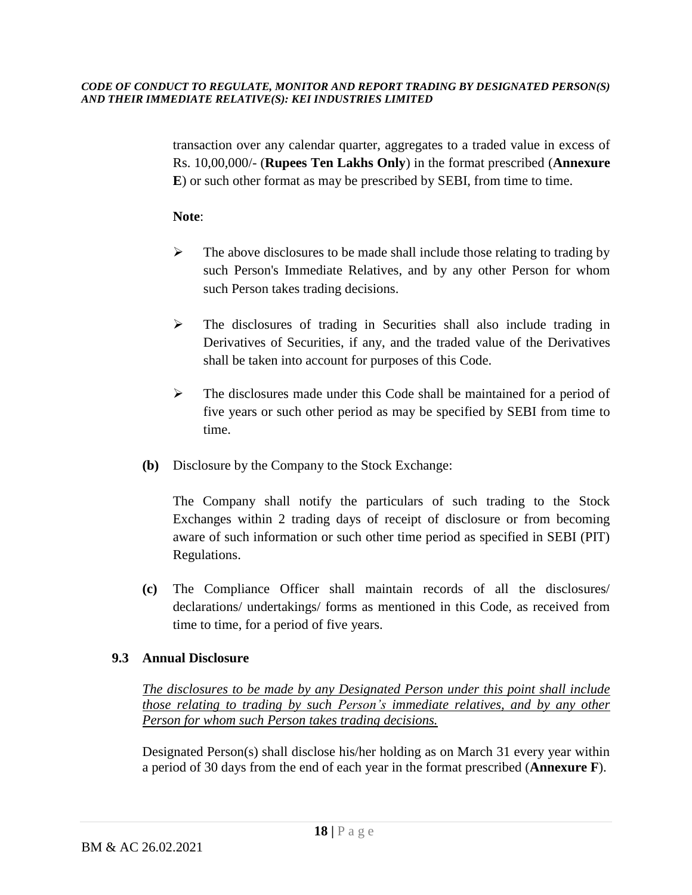transaction over any calendar quarter, aggregates to a traded value in excess of Rs. 10,00,000/- (**Rupees Ten Lakhs Only**) in the format prescribed (**Annexure E**) or such other format as may be prescribed by SEBI, from time to time.

**Note**:

- The above disclosures to be made shall include those relating to trading by such Person's Immediate Relatives, and by any other Person for whom such Person takes trading decisions.
- The disclosures of trading in Securities shall also include trading in Derivatives of Securities, if any, and the traded value of the Derivatives shall be taken into account for purposes of this Code.
- The disclosures made under this Code shall be maintained for a period of five years or such other period as may be specified by SEBI from time to time.

**(b)** Disclosure by the Company to the Stock Exchange:

The Company shall notify the particulars of such trading to the Stock Exchanges within 2 trading days of receipt of disclosure or from becoming aware of such information or such other time period as specified in SEBI (PIT) Regulations.

**(c)** The Compliance Officer shall maintain records of all the disclosures/ declarations/ undertakings/ forms as mentioned in this Code, as received from time to time, for a period of five years.

### 9.3 Annual Disclosure

*<u>The disclosures to be made by any Designated Person under this point shall include those relating to trading by such Person's immediate relatives, and by any other Person for whom such Person takes trading decisions.</u>*

Designated Person(s) shall disclose his/her holding as on March 31 every year within a period of 30 days from the end of each year in the format prescribed (**Annexure F**).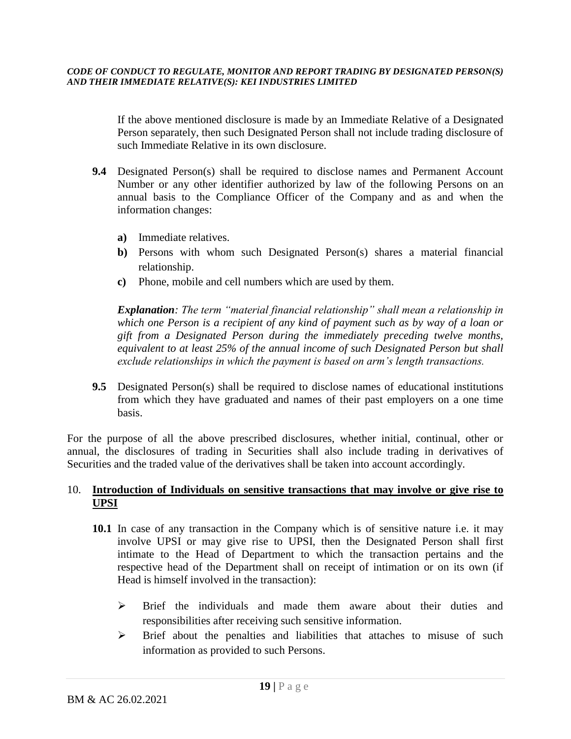If the above mentioned disclosure is made by an Immediate Relative of a Designated Person separately, then such Designated Person shall not include trading disclosure of such Immediate Relative in its own disclosure.

**9.4** Designated Person(s) shall be required to disclose names and Permanent Account Number or any other identifier authorized by law of the following Persons on an annual basis to the Compliance Officer of the Company and as and when the information changes:

- **a)** Immediate relatives.
- **b)** Persons with whom such Designated Person(s) shares a material financial relationship.
- **c)** Phone, mobile and cell numbers which are used by them.

***Explanation****: The term "material financial relationship" shall mean a relationship in which one Person is a recipient of any kind of payment such as by way of a loan or gift from a Designated Person during the immediately preceding twelve months, equivalent to at least 25% of the annual income of such Designated Person but shall exclude relationships in which the payment is based on arm's length transactions.*

**9.5** Designated Person(s) shall be required to disclose names of educational institutions from which they have graduated and names of their past employers on a one time basis.

For the purpose of all the above prescribed disclosures, whether initial, continual, other or annual, the disclosures of trading in Securities shall also include trading in derivatives of Securities and the traded value of the derivatives shall be taken into account accordingly.

## 10. Introduction of Individuals on sensitive transactions that may involve or give rise to UPSI

**10.1** In case of any transaction in the Company which is of sensitive nature i.e. it may involve UPSI or may give rise to UPSI, then the Designated Person shall first intimate to the Head of Department to which the transaction pertains and the respective head of the Department shall on receipt of intimation or on its own (if Head is himself involved in the transaction):

- Brief the individuals and made them aware about their duties and responsibilities after receiving such sensitive information.
- Brief about the penalties and liabilities that attaches to misuse of such information as provided to such Persons.

BM & AC 26.02.2021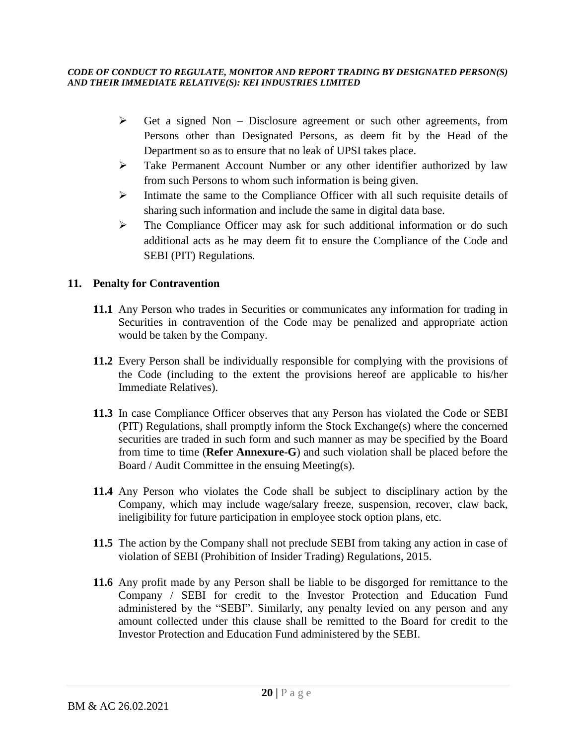- Get a signed Non – Disclosure agreement or such other agreements, from Persons other than Designated Persons, as deem fit by the Head of the Department so as to ensure that no leak of UPSI takes place.
- Take Permanent Account Number or any other identifier authorized by law from such Persons to whom such information is being given.
- Intimate the same to the Compliance Officer with all such requisite details of sharing such information and include the same in digital data base.
- The Compliance Officer may ask for such additional information or do such additional acts as he may deem fit to ensure the Compliance of the Code and SEBI (PIT) Regulations.

## 11. Penalty for Contravention

**11.1** Any Person who trades in Securities or communicates any information for trading in Securities in contravention of the Code may be penalized and appropriate action would be taken by the Company.

**11.2** Every Person shall be individually responsible for complying with the provisions of the Code (including to the extent the provisions hereof are applicable to his/her Immediate Relatives).

**11.3** In case Compliance Officer observes that any Person has violated the Code or SEBI (PIT) Regulations, shall promptly inform the Stock Exchange(s) where the concerned securities are traded in such form and such manner as may be specified by the Board from time to time (**Refer Annexure-G**) and such violation shall be placed before the Board / Audit Committee in the ensuing Meeting(s).

**11.4** Any Person who violates the Code shall be subject to disciplinary action by the Company, which may include wage/salary freeze, suspension, recover, claw back, ineligibility for future participation in employee stock option plans, etc.

**11.5** The action by the Company shall not preclude SEBI from taking any action in case of violation of SEBI (Prohibition of Insider Trading) Regulations, 2015.

**11.6** Any profit made by any Person shall be liable to be disgorged for remittance to the Company / SEBI for credit to the Investor Protection and Education Fund administered by the "SEBI". Similarly, any penalty levied on any person and any amount collected under this clause shall be remitted to the Board for credit to the Investor Protection and Education Fund administered by the SEBI.

BM & AC 26.02.2021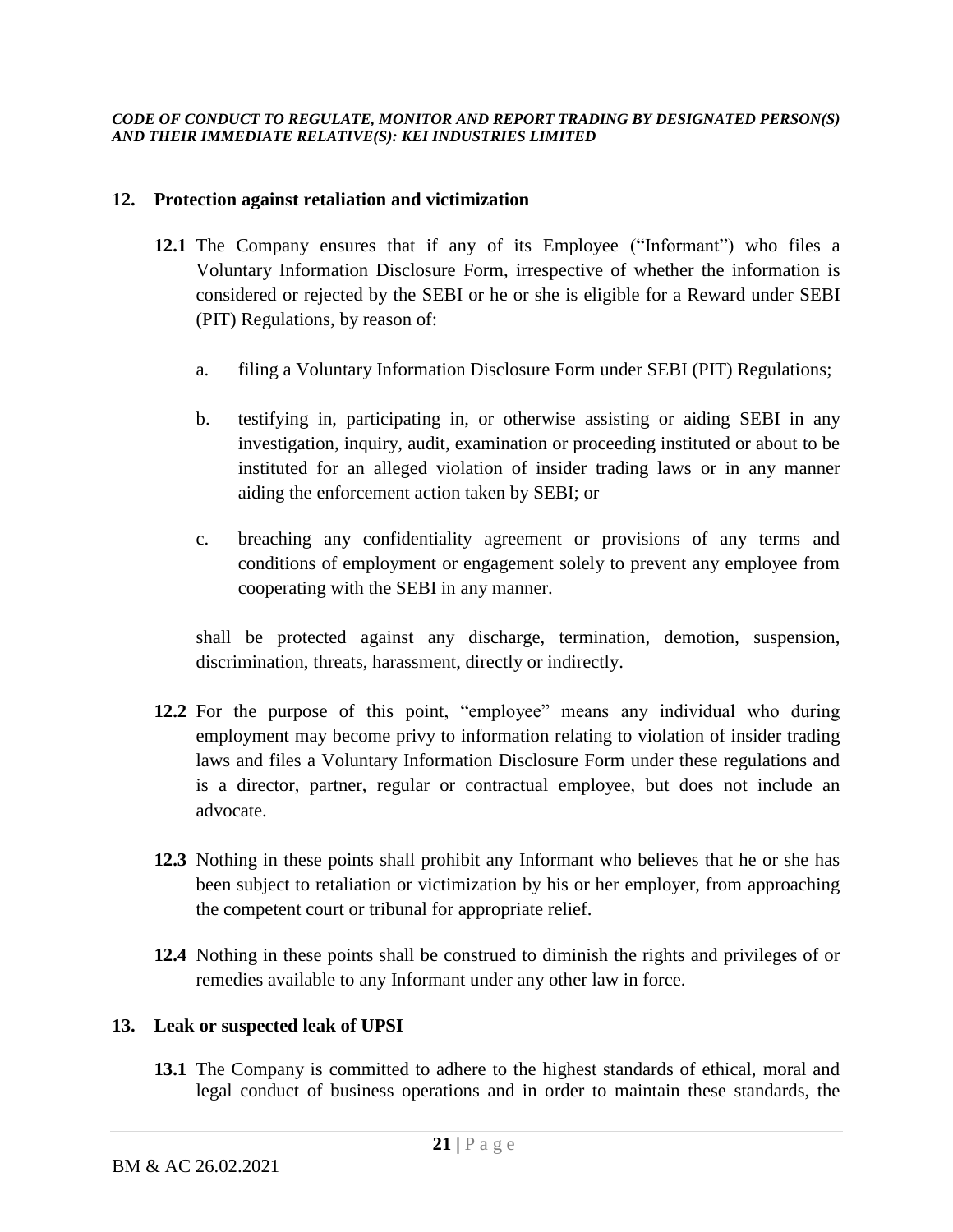## 12. Protection against retaliation and victimization

**12.1** The Company ensures that if any of its Employee ("Informant") who files a Voluntary Information Disclosure Form, irrespective of whether the information is considered or rejected by the SEBI or he or she is eligible for a Reward under SEBI (PIT) Regulations, by reason of:

a. filing a Voluntary Information Disclosure Form under SEBI (PIT) Regulations;

b. testifying in, participating in, or otherwise assisting or aiding SEBI in any investigation, inquiry, audit, examination or proceeding instituted or about to be instituted for an alleged violation of insider trading laws or in any manner aiding the enforcement action taken by SEBI; or

c. breaching any confidentiality agreement or provisions of any terms and conditions of employment or engagement solely to prevent any employee from cooperating with the SEBI in any manner.

shall be protected against any discharge, termination, demotion, suspension, discrimination, threats, harassment, directly or indirectly.

**12.2** For the purpose of this point, "employee" means any individual who during employment may become privy to information relating to violation of insider trading laws and files a Voluntary Information Disclosure Form under these regulations and is a director, partner, regular or contractual employee, but does not include an advocate.

**12.3** Nothing in these points shall prohibit any Informant who believes that he or she has been subject to retaliation or victimization by his or her employer, from approaching the competent court or tribunal for appropriate relief.

**12.4** Nothing in these points shall be construed to diminish the rights and privileges of or remedies available to any Informant under any other law in force.

## 13. Leak or suspected leak of UPSI

**13.1** The Company is committed to adhere to the highest standards of ethical, moral and legal conduct of business operations and in order to maintain these standards, the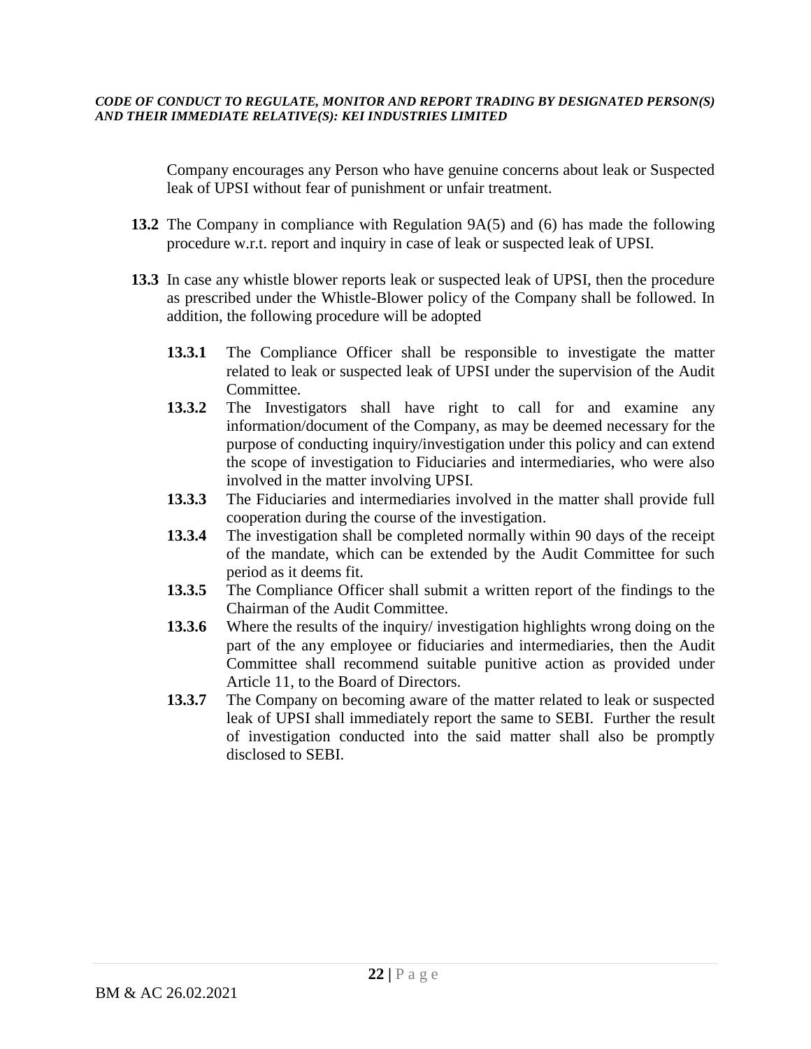Company encourages any Person who have genuine concerns about leak or Suspected leak of UPSI without fear of punishment or unfair treatment.

**13.2** The Company in compliance with Regulation 9A(5) and (6) has made the following procedure w.r.t. report and inquiry in case of leak or suspected leak of UPSI.

**13.3** In case any whistle blower reports leak or suspected leak of UPSI, then the procedure as prescribed under the Whistle-Blower policy of the Company shall be followed. In addition, the following procedure will be adopted

**13.3.1** The Compliance Officer shall be responsible to investigate the matter related to leak or suspected leak of UPSI under the supervision of the Audit Committee.

**13.3.2** The Investigators shall have right to call for and examine any information/document of the Company, as may be deemed necessary for the purpose of conducting inquiry/investigation under this policy and can extend the scope of investigation to Fiduciaries and intermediaries, who were also involved in the matter involving UPSI.

**13.3.3** The Fiduciaries and intermediaries involved in the matter shall provide full cooperation during the course of the investigation.

**13.3.4** The investigation shall be completed normally within 90 days of the receipt of the mandate, which can be extended by the Audit Committee for such period as it deems fit.

**13.3.5** The Compliance Officer shall submit a written report of the findings to the Chairman of the Audit Committee.

**13.3.6** Where the results of the inquiry/ investigation highlights wrong doing on the part of the any employee or fiduciaries and intermediaries, then the Audit Committee shall recommend suitable punitive action as provided under Article 11, to the Board of Directors.

**13.3.7** The Company on becoming aware of the matter related to leak or suspected leak of UPSI shall immediately report the same to SEBI. Further the result of investigation conducted into the said matter shall also be promptly disclosed to SEBI.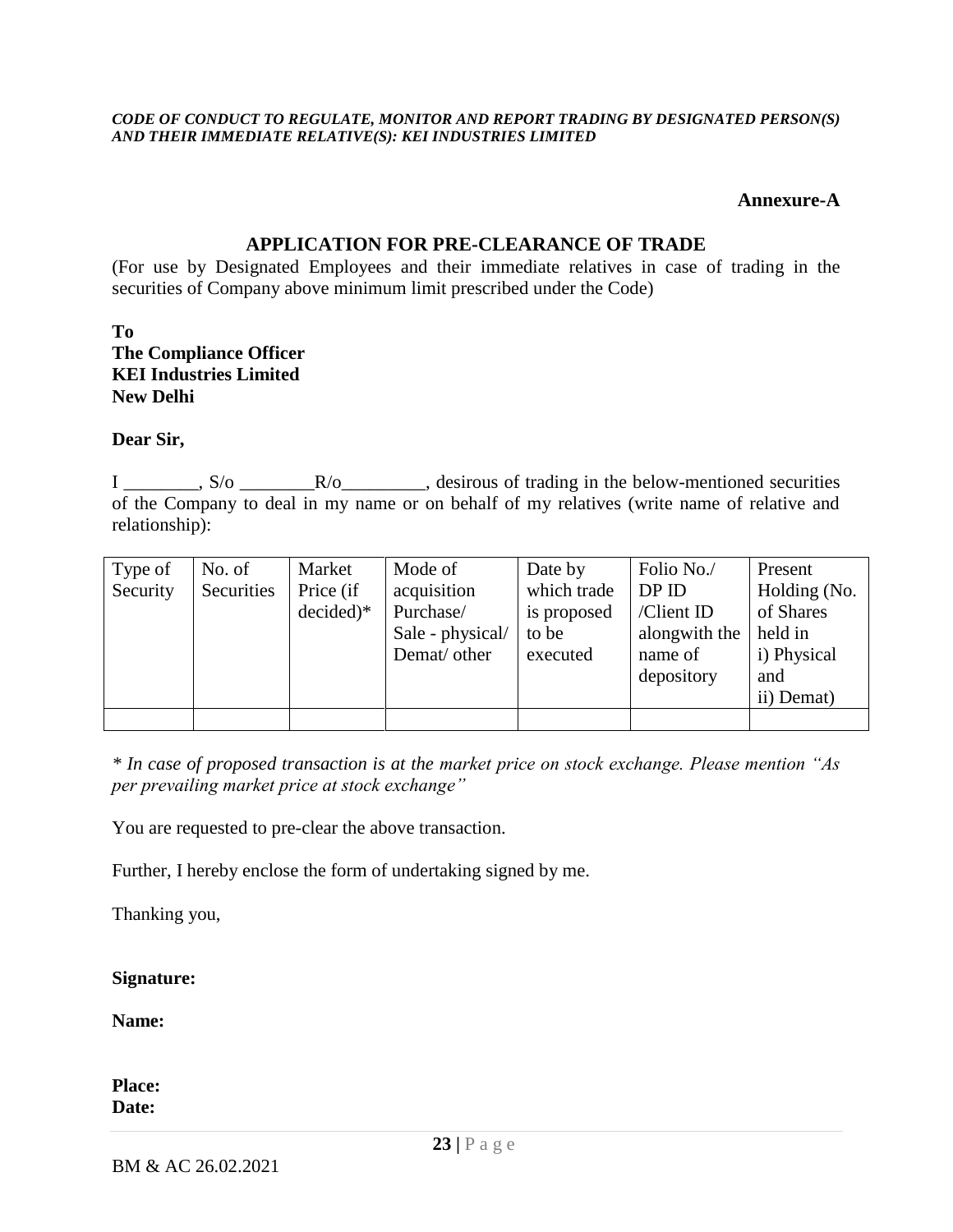**Annexure-A**

## APPLICATION FOR PRE-CLEARANCE OF TRADE

(For use by Designated Employees and their immediate relatives in case of trading in the securities of Company above minimum limit prescribed under the Code)

**To**
**The Compliance Officer**
**KEI Industries Limited**
**New Delhi**

**Dear Sir,**

I ________, S/o ________R/o_________, desirous of trading in the below-mentioned securities of the Company to deal in my name or on behalf of my relatives (write name of relative and relationship):

| Type of Security | No. of Securities | Market Price (if decided)* | Mode of acquisition Purchase/ Sale - physical/ Demat/ other | Date by which trade is proposed to be executed | Folio No./ DP ID /Client ID alongwith the name of depository | Present Holding (No. of Shares held in i) Physical and ii) Demat) |
|---|---|---|---|---|---|---|
| | | | | | | |

*\* In case of proposed transaction is at the market price on stock exchange. Please mention "As per prevailing market price at stock exchange"*

You are requested to pre-clear the above transaction.

Further, I hereby enclose the form of undertaking signed by me.

Thanking you,

**Signature:**

**Name:**

**Place:**
**Date:**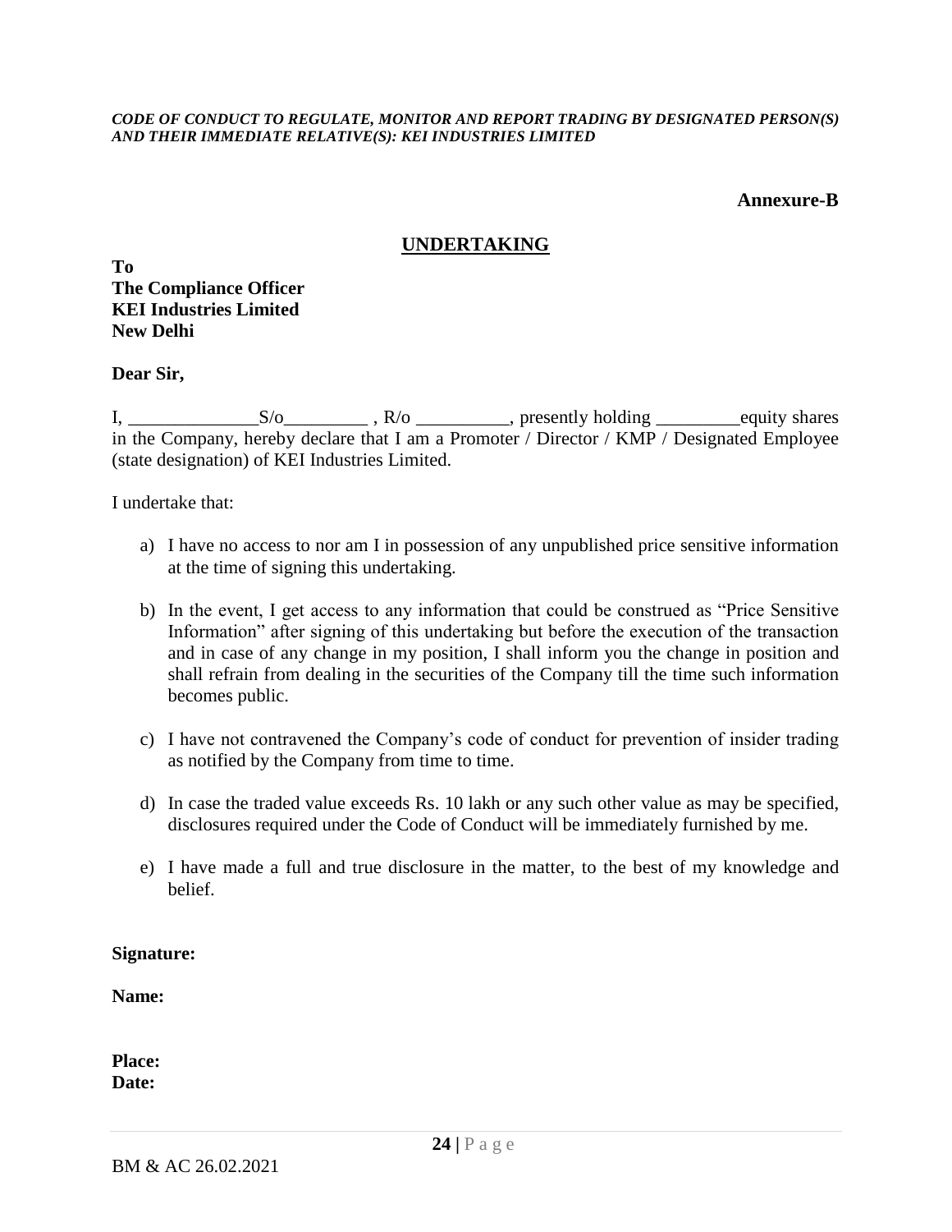**Annexure-B**

## UNDERTAKING

**To**
**The Compliance Officer**
**KEI Industries Limited**
**New Delhi**

**Dear Sir,**

I, ______________S/o_________ , R/o __________, presently holding _________equity shares in the Company, hereby declare that I am a Promoter / Director / KMP / Designated Employee (state designation) of KEI Industries Limited.

I undertake that:

a) I have no access to nor am I in possession of any unpublished price sensitive information at the time of signing this undertaking.

b) In the event, I get access to any information that could be construed as "Price Sensitive Information" after signing of this undertaking but before the execution of the transaction and in case of any change in my position, I shall inform you the change in position and shall refrain from dealing in the securities of the Company till the time such information becomes public.

c) I have not contravened the Company's code of conduct for prevention of insider trading as notified by the Company from time to time.

d) In case the traded value exceeds Rs. 10 lakh or any such other value as may be specified, disclosures required under the Code of Conduct will be immediately furnished by me.

e) I have made a full and true disclosure in the matter, to the best of my knowledge and belief.

**Signature:**

**Name:**

**Place:**
**Date:**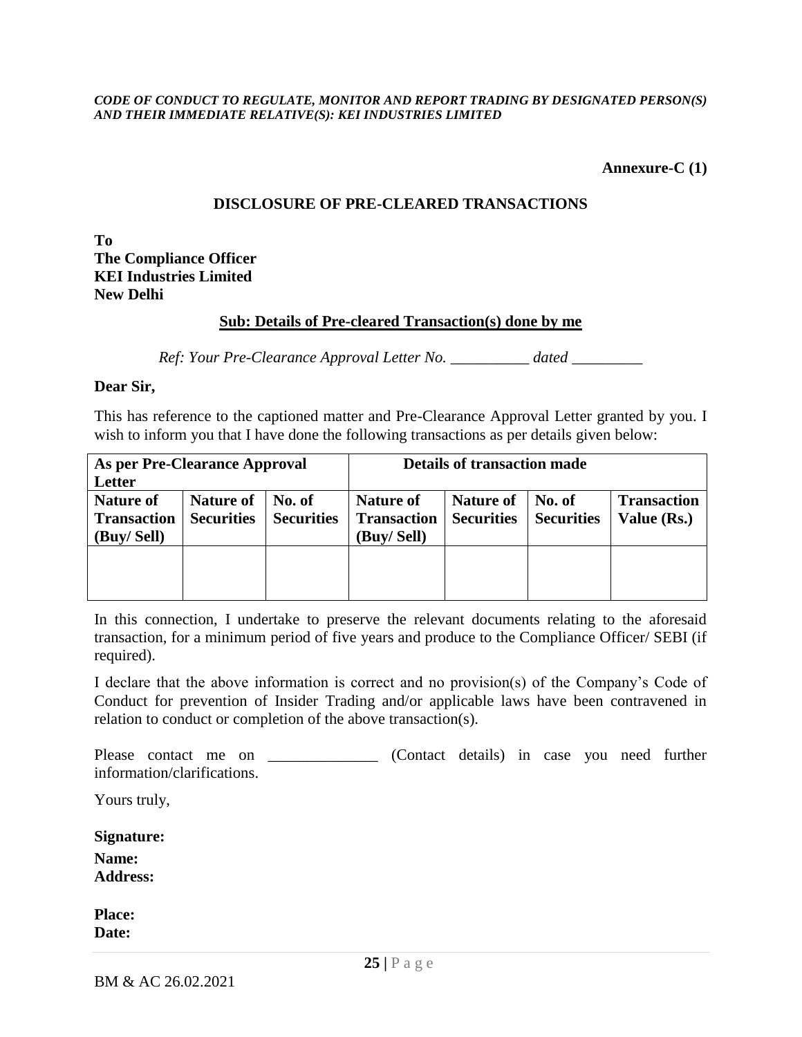**Annexure-C (1)**

## DISCLOSURE OF PRE-CLEARED TRANSACTIONS

**To**
**The Compliance Officer**
**KEI Industries Limited**
**New Delhi**

**Sub: Details of Pre-cleared Transaction(s) done by me**

*Ref: Your Pre-Clearance Approval Letter No. __________ dated _________*

**Dear Sir,**

This has reference to the captioned matter and Pre-Clearance Approval Letter granted by you. I wish to inform you that I have done the following transactions as per details given below:

| As per Pre-Clearance Approval Letter | | | Details of transaction made | | | |
|---|---|---|---|---|---|---|
| **Nature of Transaction (Buy/ Sell)** | **Nature of Securities** | **No. of Securities** | **Nature of Transaction (Buy/ Sell)** | **Nature of Securities** | **No. of Securities** | **Transaction Value (Rs.)** |
| | | | | | | |

In this connection, I undertake to preserve the relevant documents relating to the aforesaid transaction, for a minimum period of five years and produce to the Compliance Officer/ SEBI (if required).

I declare that the above information is correct and no provision(s) of the Company's Code of Conduct for prevention of Insider Trading and/or applicable laws have been contravened in relation to conduct or completion of the above transaction(s).

Please contact me on ______________ (Contact details) in case you need further information/clarifications.

Yours truly,

**Signature:**
**Name:**
**Address:**

**Place:**
**Date:**

BM & AC 26.02.2021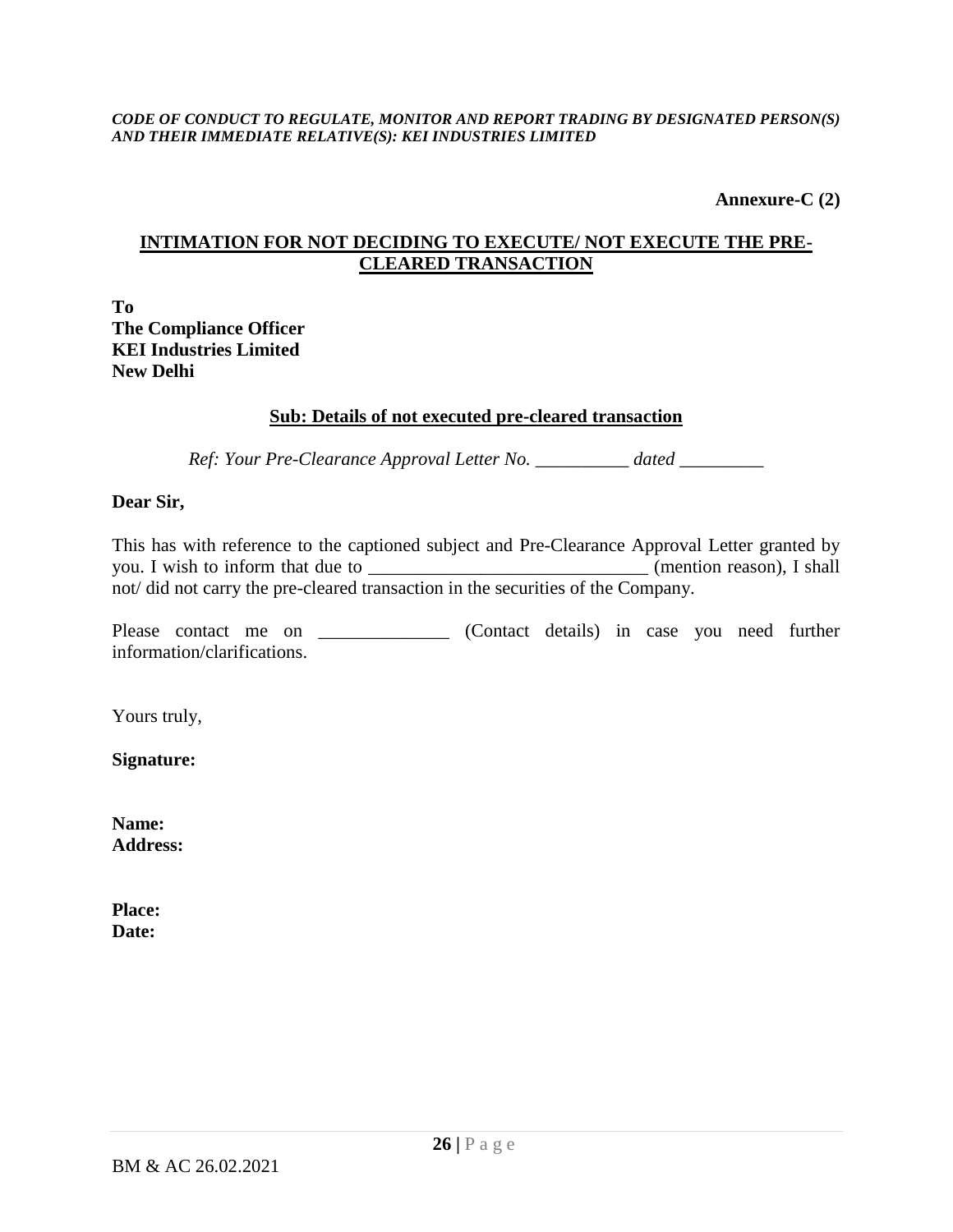**Annexure-C (2)**

## INTIMATION FOR NOT DECIDING TO EXECUTE/ NOT EXECUTE THE PRE-CLEARED TRANSACTION

**To**
**The Compliance Officer**
**KEI Industries Limited**
**New Delhi**

**Sub: Details of not executed pre-cleared transaction**

*Ref: Your Pre-Clearance Approval Letter No. __________ dated _________*

**Dear Sir,**

This has with reference to the captioned subject and Pre-Clearance Approval Letter granted by you. I wish to inform that due to _____________________________ (mention reason), I shall not/ did not carry the pre-cleared transaction in the securities of the Company.

Please contact me on ______________ (Contact details) in case you need further information/clarifications.

Yours truly,

**Signature:**

**Name:**
**Address:**

**Place:**
**Date:**

BM & AC 26.02.2021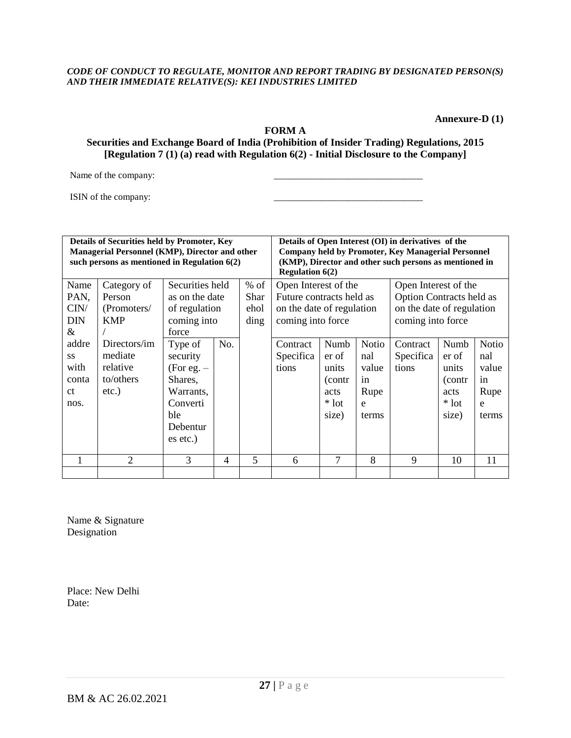Annexure-D (1)

**FORM A**

**Securities and Exchange Board of India (Prohibition of Insider Trading) Regulations, 2015**
**[Regulation 7 (1) (a) read with Regulation 6(2) - Initial Disclosure to the Company]**

Name of the company: ________________________________

ISIN of the company: ________________________________

| **Details of Securities held by Promoter, Key Managerial Personnel (KMP), Director and other such persons as mentioned in Regulation 6(2)** | | | | | **Details of Open Interest (OI) in derivatives of the Company held by Promoter, Key Managerial Personnel (KMP), Director and other such persons as mentioned in Regulation 6(2)** | | | | | |
|---|---|---|---|---|---|---|---|---|---|---|
| Name PAN, CIN/ DIN & address with contact nos. | Category of Person (Promoters/ KMP / Directors/immediate relative to/others etc.) | Securities held as on the date of regulation coming into force | | % of Shareholding | Open Interest of the Future contracts held as on the date of regulation coming into force | | | Open Interest of the Option Contracts held as on the date of regulation coming into force | | |
| | | Type of security (For eg. – Shares, Warrants, Convertible Debentures etc.) | No. | | Contract Specifications | Number of units (contracts * lot size) | Notional value in Rupee terms | Contract Specifications | Number of units (contracts * lot size) | Notional value in Rupee terms |
| 1 | 2 | 3 | 4 | 5 | 6 | 7 | 8 | 9 | 10 | 11 |
| | | | | | | | | | | |

Name & Signature
Designation

Place: New Delhi
Date: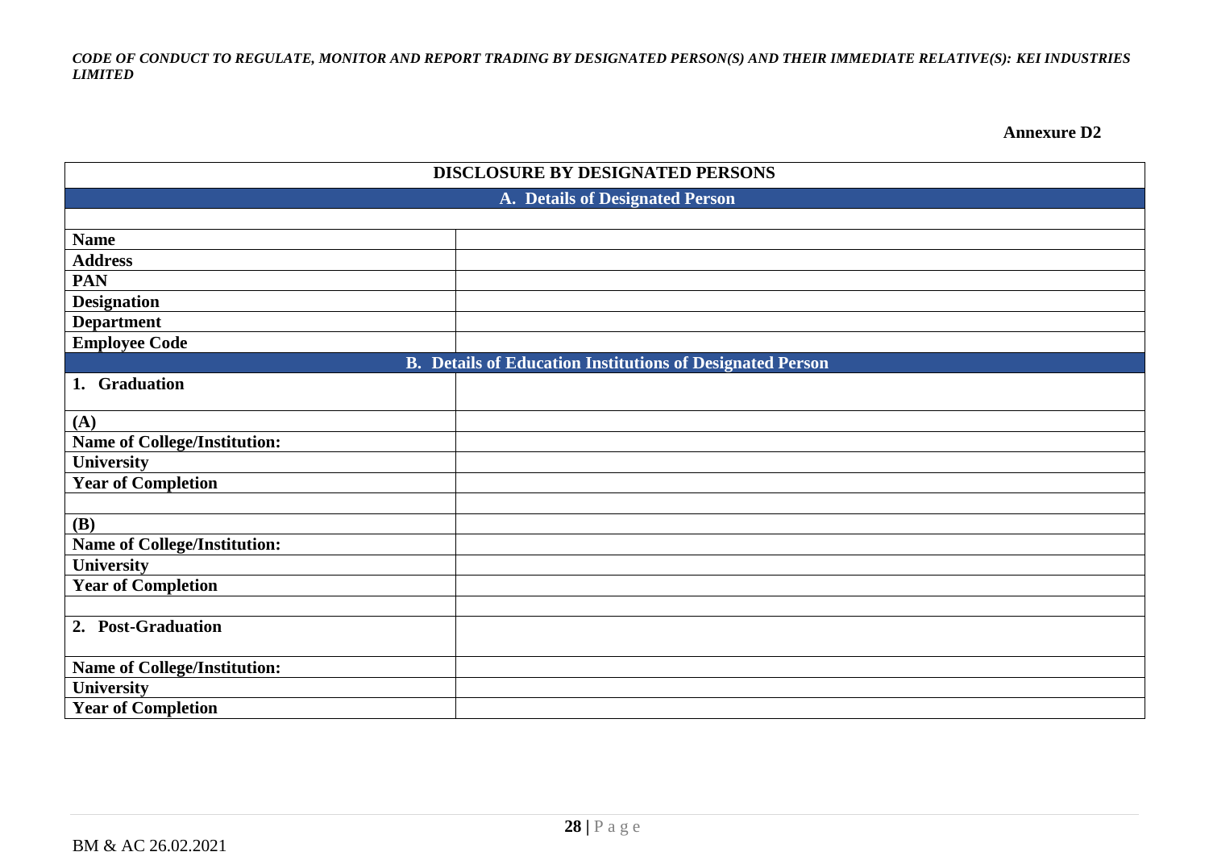**Annexure D2**

| DISCLOSURE BY DESIGNATED PERSONS | |
|---|---|
| **A. Details of Designated Person** | |
| | |
| **Name** | |
| **Address** | |
| **PAN** | |
| **Designation** | |
| **Department** | |
| **Employee Code** | |
| **B. Details of Education Institutions of Designated Person** | |
| **1. Graduation** | |
| **(A)** | |
| **Name of College/Institution:** | |
| **University** | |
| **Year of Completion** | |
| | |
| **(B)** | |
| **Name of College/Institution:** | |
| **University** | |
| **Year of Completion** | |
| | |
| **2. Post-Graduation** | |
| **Name of College/Institution:** | |
| **University** | |
| **Year of Completion** | |

BM & AC 26.02.2021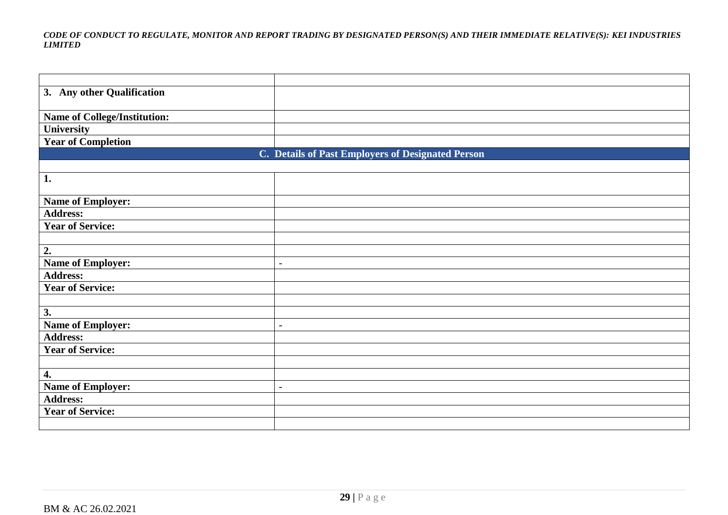| | |
|---|---|
| **3. Any other Qualification** | |
| **Name of College/Institution:** | |
| **University** | |
| **Year of Completion** | |
| **C. Details of Past Employers of Designated Person** | |
| | |
| **1.** | |
| **Name of Employer:** | |
| **Address:** | |
| **Year of Service:** | |
| | |
| **2.** | |
| **Name of Employer:** | - |
| **Address:** | |
| **Year of Service:** | |
| | |
| **3.** | |
| **Name of Employer:** | - |
| **Address:** | |
| **Year of Service:** | |
| | |
| **4.** | |
| **Name of Employer:** | - |
| **Address:** | |
| **Year of Service:** | |
| | |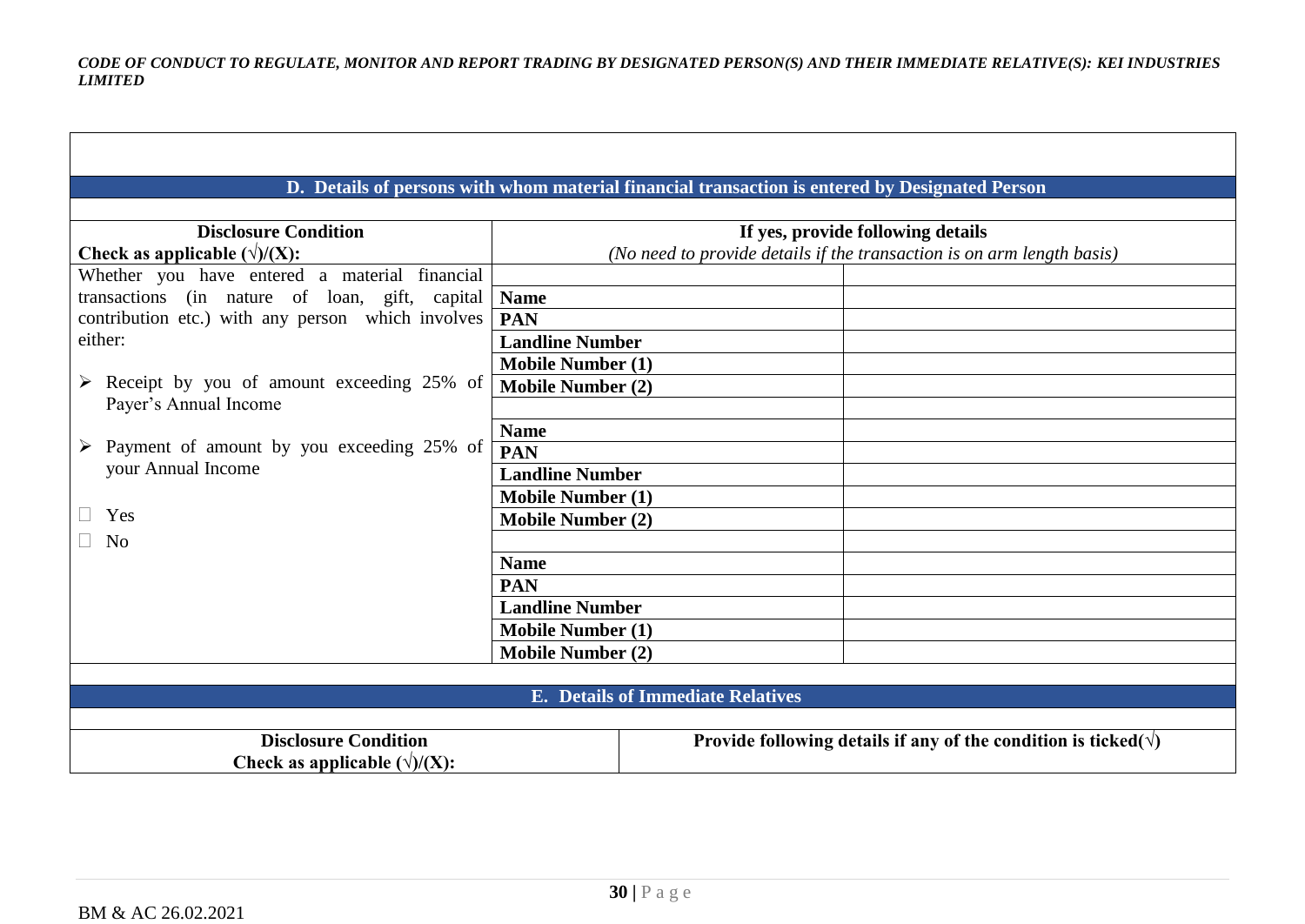## D. Details of persons with whom material financial transaction is entered by Designated Person

| Disclosure Condition<br>Check as applicable (√)/(X): | If yes, provide following details<br>*(No need to provide details if the transaction is on arm length basis)* | |
|---|---|---|
| Whether you have entered a material financial transactions (in nature of loan, gift, capital contribution etc.) with any person which involves either:<br><br>➢ Receipt by you of amount exceeding 25% of Payer's Annual Income<br><br>➢ Payment of amount by you exceeding 25% of your Annual Income<br><br>☐ Yes<br>☐ No | | |
| | **Name** | |
| | **PAN** | |
| | **Landline Number** | |
| | **Mobile Number (1)** | |
| | **Mobile Number (2)** | |
| | | |
| | **Name** | |
| | **PAN** | |
| | **Landline Number** | |
| | **Mobile Number (1)** | |
| | **Mobile Number (2)** | |
| | | |
| | **Name** | |
| | **PAN** | |
| | **Landline Number** | |
| | **Mobile Number (1)** | |
| | **Mobile Number (2)** | |

## E. Details of Immediate Relatives

| Disclosure Condition<br>Check as applicable (√)/(X): | Provide following details if any of the condition is ticked(√) |
|---|---|

BM & AC 26.02.2021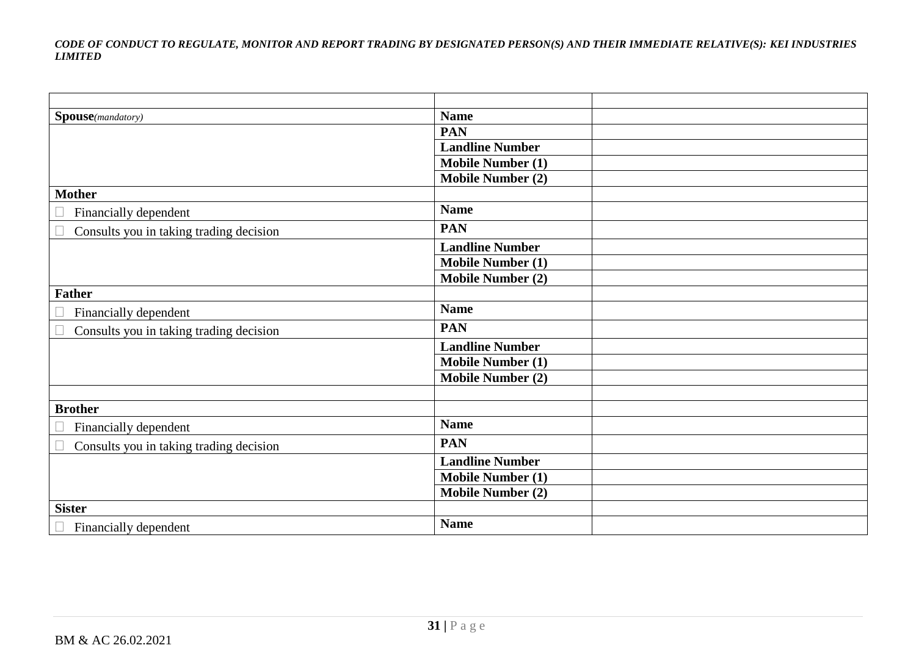| | | |
|---|---|---|
| **Spouse***(mandatory)* | **Name** | |
| | **PAN** | |
| | **Landline Number** | |
| | **Mobile Number (1)** | |
| | **Mobile Number (2)** | |
| **Mother** | | |
| ☐ Financially dependent | **Name** | |
| ☐ Consults you in taking trading decision | **PAN** | |
| | **Landline Number** | |
| | **Mobile Number (1)** | |
| | **Mobile Number (2)** | |
| **Father** | | |
| ☐ Financially dependent | **Name** | |
| ☐ Consults you in taking trading decision | **PAN** | |
| | **Landline Number** | |
| | **Mobile Number (1)** | |
| | **Mobile Number (2)** | |
| | | |
| **Brother** | | |
| ☐ Financially dependent | **Name** | |
| ☐ Consults you in taking trading decision | **PAN** | |
| | **Landline Number** | |
| | **Mobile Number (1)** | |
| | **Mobile Number (2)** | |
| **Sister** | | |
| ☐ Financially dependent | **Name** | |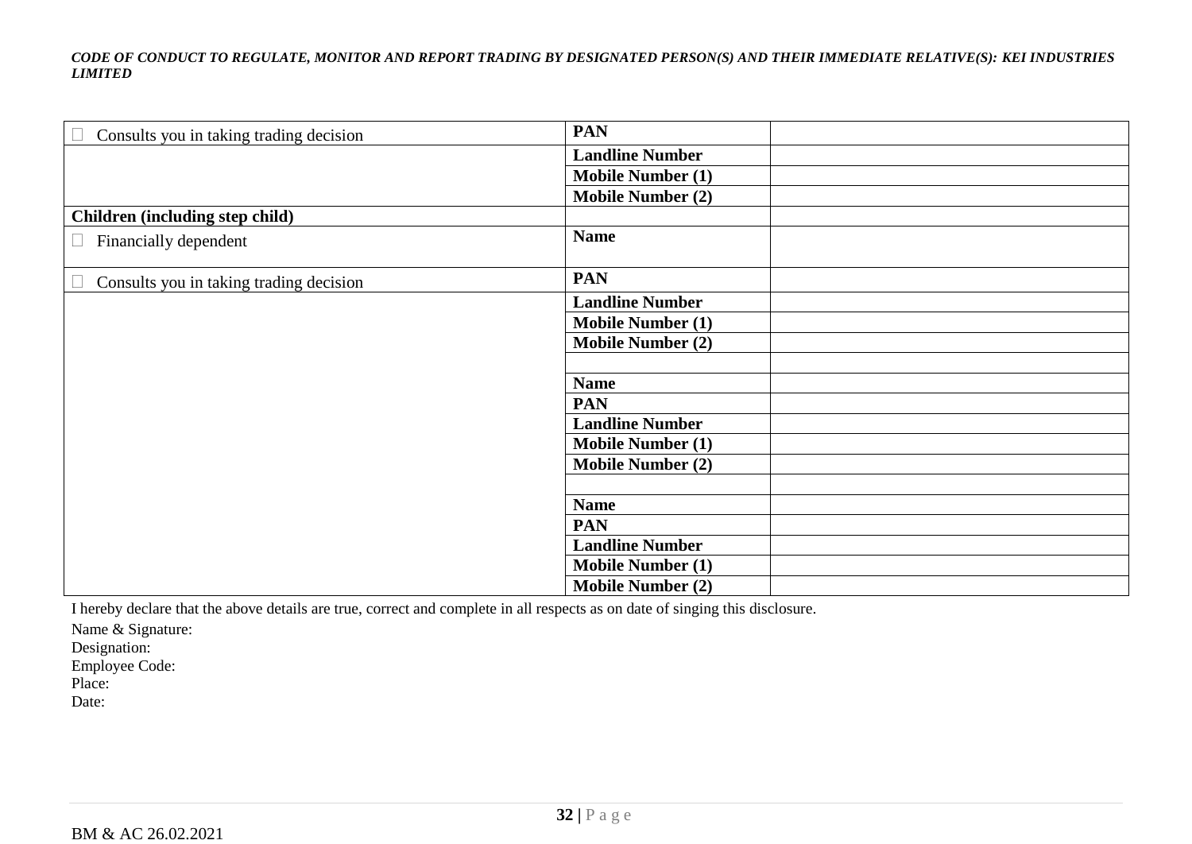| | | |
|---|---|---|
| ☐ Consults you in taking trading decision | **PAN** | |
| | **Landline Number** | |
| | **Mobile Number (1)** | |
| | **Mobile Number (2)** | |
| **Children (including step child)** | | |
| ☐ Financially dependent | **Name** | |
| ☐ Consults you in taking trading decision | **PAN** | |
| | **Landline Number** | |
| | **Mobile Number (1)** | |
| | **Mobile Number (2)** | |
| | | |
| | **Name** | |
| | **PAN** | |
| | **Landline Number** | |
| | **Mobile Number (1)** | |
| | **Mobile Number (2)** | |
| | | |
| | **Name** | |
| | **PAN** | |
| | **Landline Number** | |
| | **Mobile Number (1)** | |
| | **Mobile Number (2)** | |

I hereby declare that the above details are true, correct and complete in all respects as on date of singing this disclosure.

Name & Signature:
Designation:
Employee Code:
Place:
Date:

BM & AC 26.02.2021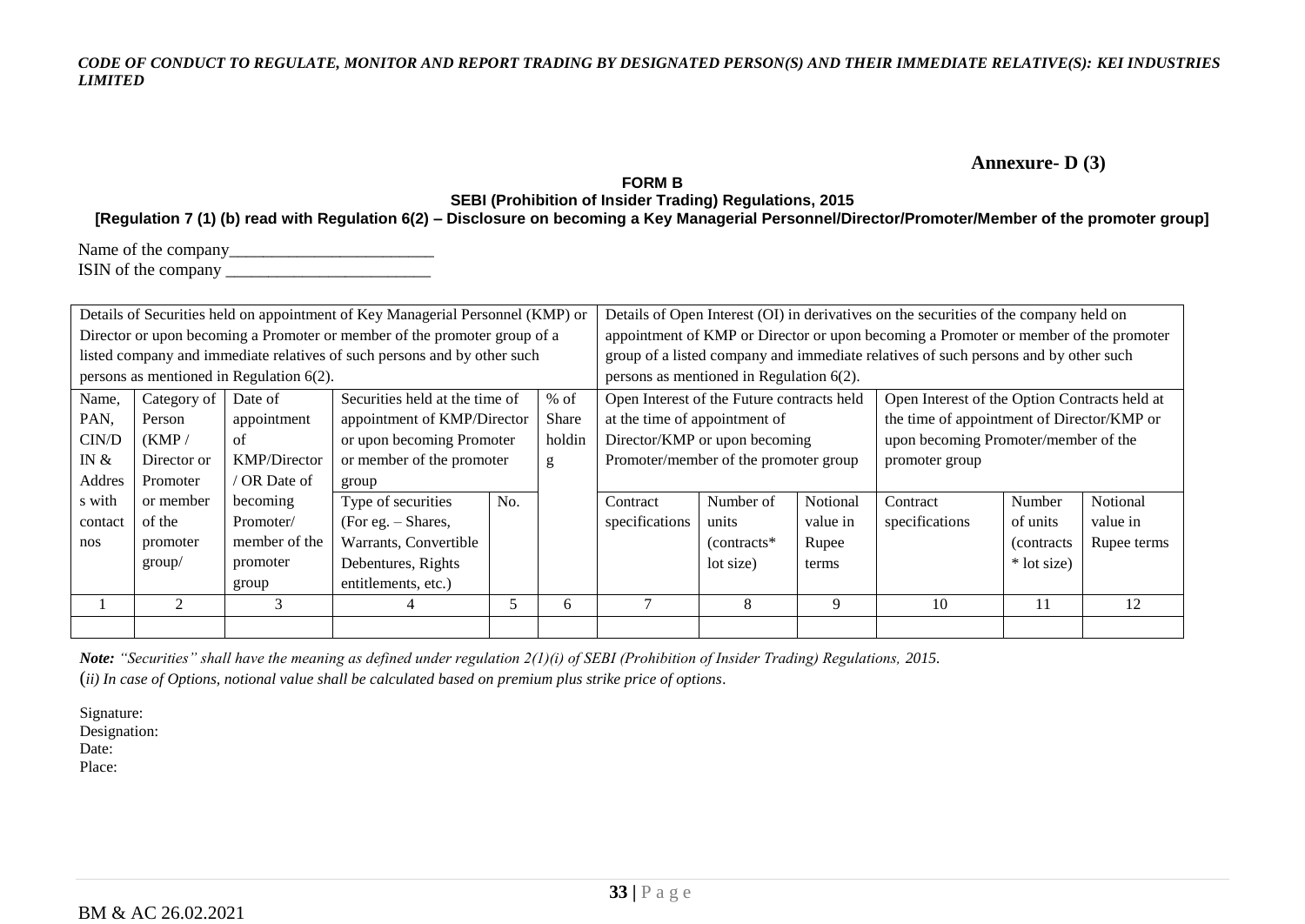**Annexure- D (3)**

**FORM B**

**SEBI (Prohibition of Insider Trading) Regulations, 2015**

**[Regulation 7 (1) (b) read with Regulation 6(2) – Disclosure on becoming a Key Managerial Personnel/Director/Promoter/Member of the promoter group]**

Name of the company________________________

ISIN of the company ________________________

| Details of Securities held on appointment of Key Managerial Personnel (KMP) or Director or upon becoming a Promoter or member of the promoter group of a listed company and immediate relatives of such persons and by other such persons as mentioned in Regulation 6(2). | | | | | | Details of Open Interest (OI) in derivatives on the securities of the company held on appointment of KMP or Director or upon becoming a Promoter or member of the promoter group of a listed company and immediate relatives of such persons and by other such persons as mentioned in Regulation 6(2). | | | | | |
|---|---|---|---|---|---|---|---|---|---|---|---|
| Name, PAN, CIN/DIN & Address with contact nos | Category of Person (KMP / Director or Promoter or member of the promoter group/ | Date of appointment of KMP/Director / OR Date of becoming Promoter/ member of the promoter group | Securities held at the time of appointment of KMP/Director or upon becoming Promoter or member of the promoter group | | % of Share holding | Open Interest of the Future contracts held at the time of appointment of Director/KMP or upon becoming Promoter/member of the promoter group | | | Open Interest of the Option Contracts held at the time of appointment of Director/KMP or upon becoming Promoter/member of the promoter group | | |
| | | | Type of securities (For eg. – Shares, Warrants, Convertible Debentures, Rights entitlements, etc.) | No. | | Contract specifications | Number of units (contracts* lot size) | Notional value in Rupee terms | Contract specifications | Number of units (contracts * lot size) | Notional value in Rupee terms |
| 1 | 2 | 3 | 4 | 5 | 6 | 7 | 8 | 9 | 10 | 11 | 12 |
| | | | | | | | | | | | |

***Note:*** *"Securities" shall have the meaning as defined under regulation 2(1)(i) of SEBI (Prohibition of Insider Trading) Regulations, 2015.*

*(ii) In case of Options, notional value shall be calculated based on premium plus strike price of options.*

Signature:

Designation:

Date:

Place:

BM & AC 26.02.2021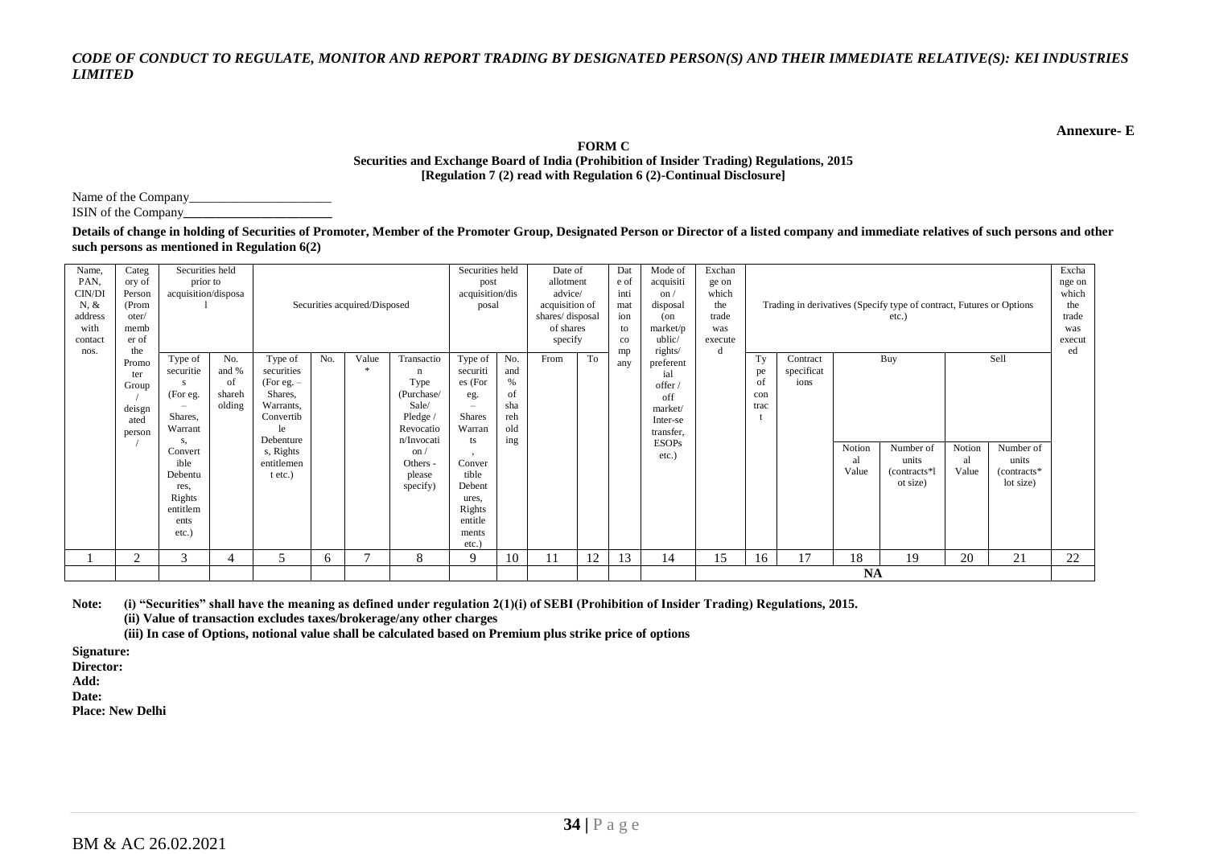**Annexure- E**

**FORM C**
**Securities and Exchange Board of India (Prohibition of Insider Trading) Regulations, 2015**
**[Regulation 7 (2) read with Regulation 6 (2)-Continual Disclosure]**

Name of the Company______________________
ISIN of the Company______________________

**Details of change in holding of Securities of Promoter, Member of the Promoter Group, Designated Person or Director of a listed company and immediate relatives of such persons and other such persons as mentioned in Regulation 6(2)**

| Name, PAN, CIN/DIN, & address with contact nos. | Category of Person (Promoter/ member of the Promoter Group / deisgnated person / | Securities held prior to acquisition/disposal | | Securities acquired/Disposed | | | | Securities held post acquisition/disposal | | Date of allotment advice/ acquisition of shares/ disposal of shares specify | | Date of intimation to company | Mode of acquisition / disposal (on market/public/ rights/ preferential offer / off market/ Inter-se transfer, ESOPs etc.) | Exchange on which the trade was executed | Trading in derivatives (Specify type of contract, Futures or Options etc.) | | | | | | Exchange on which the trade was executed |
|---|---|---|---|---|---|---|---|---|---|---|---|---|---|---|---|---|---|---|---|---|---|
| | | Type of securities (For eg. – Shares, Warrants, Convertible Debentures, Rights entitlements etc.) | No. and % of shareholding | Type of securities (For eg. – Shares, Warrants, Convertible Debentures, Rights entitlement etc.) | No. | Value * | Transaction Type (Purchase/ Sale/ Pledge / Revocation/Invocation / Others - please specify) | Type of securities (For eg. – Shares Warrants , Convertible Debentures, Rights entitlements etc.) | No. and % of shareholding | From | To | | | | Type of contract | Contract specifications | Buy | | Sell | | |
| | | | | | | | | | | | | | | | | | Notional Value | Number of units (contracts*lot size) | Notional Value | Number of units (contracts* lot size) | |
| 1 | 2 | 3 | 4 | 5 | 6 | 7 | 8 | 9 | 10 | 11 | 12 | 13 | 14 | 15 | 16 | 17 | 18 | 19 | 20 | 21 | 22 |
| | | | | | | | | | | | | | | | | | NA | | | | |

**Note: (i) "Securities" shall have the meaning as defined under regulation 2(1)(i) of SEBI (Prohibition of Insider Trading) Regulations, 2015.**
**(ii) Value of transaction excludes taxes/brokerage/any other charges**
**(iii) In case of Options, notional value shall be calculated based on Premium plus strike price of options**

**Signature:**
**Director:**
**Add:**
**Date:**
**Place: New Delhi**

BM & AC 26.02.2021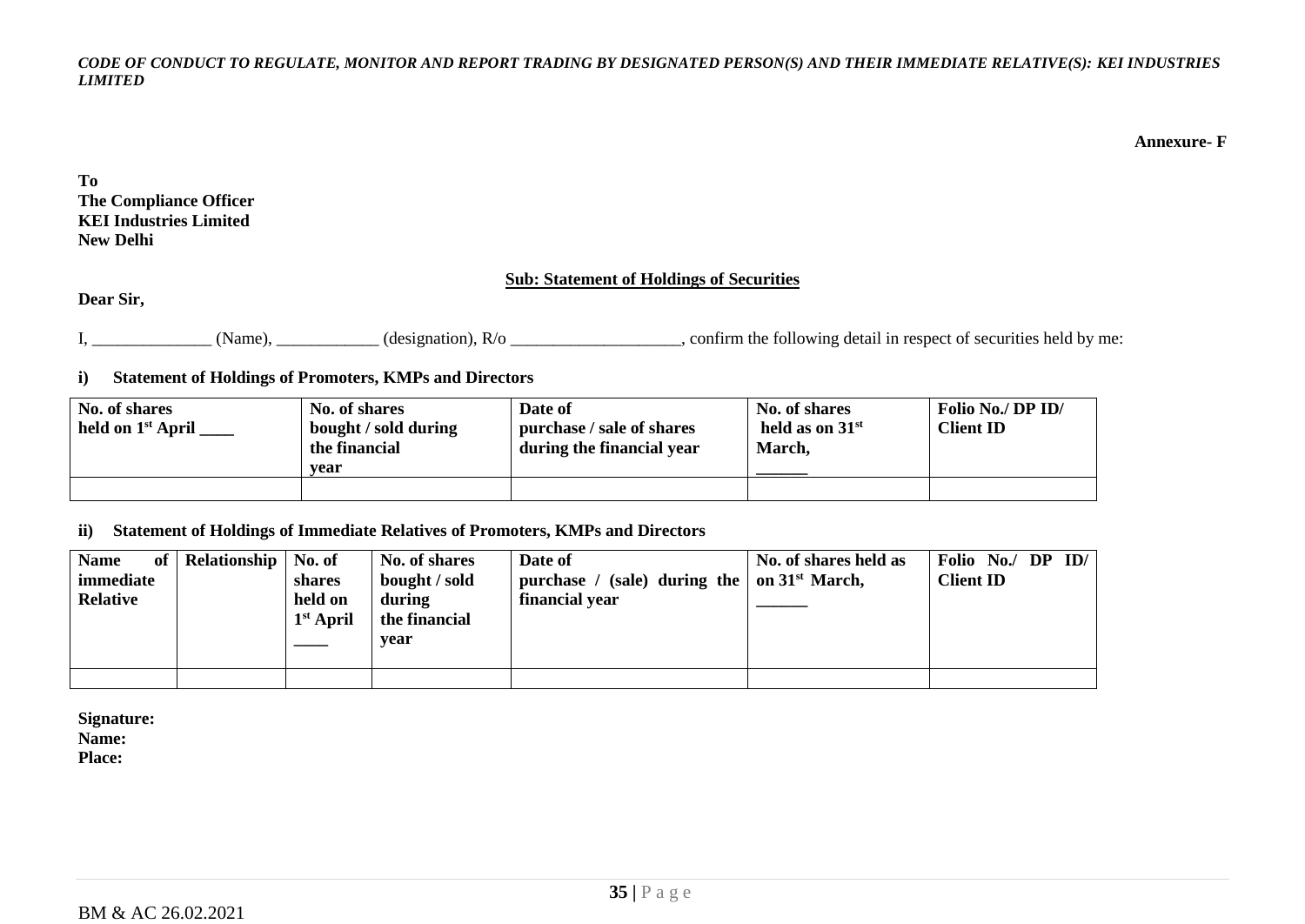**Annexure- F**

**To**
**The Compliance Officer**
**KEI Industries Limited**
**New Delhi**

**Sub: Statement of Holdings of Securities**

**Dear Sir,**

I, ______________ (Name), ____________ (designation), R/o ____________________, confirm the following detail in respect of securities held by me:

**i) Statement of Holdings of Promoters, KMPs and Directors**

| No. of shares held on 1st April ____ | No. of shares bought / sold during the financial year | Date of purchase / sale of shares during the financial year | No. of shares held as on 31st March, ______ | Folio No./ DP ID/ Client ID |
|---|---|---|---|---|
| | | | | |

**ii) Statement of Holdings of Immediate Relatives of Promoters, KMPs and Directors**

| Name of immediate Relative | Relationship | No. of shares held on 1st April ____ | No. of shares bought / sold during the financial year | Date of purchase / (sale) during the financial year | No. of shares held as on 31st March, ______ | Folio No./ DP ID/ Client ID |
|---|---|---|---|---|---|---|
| | | | | | | |

**Signature:**
**Name:**
**Place:**

BM & AC 26.02.2021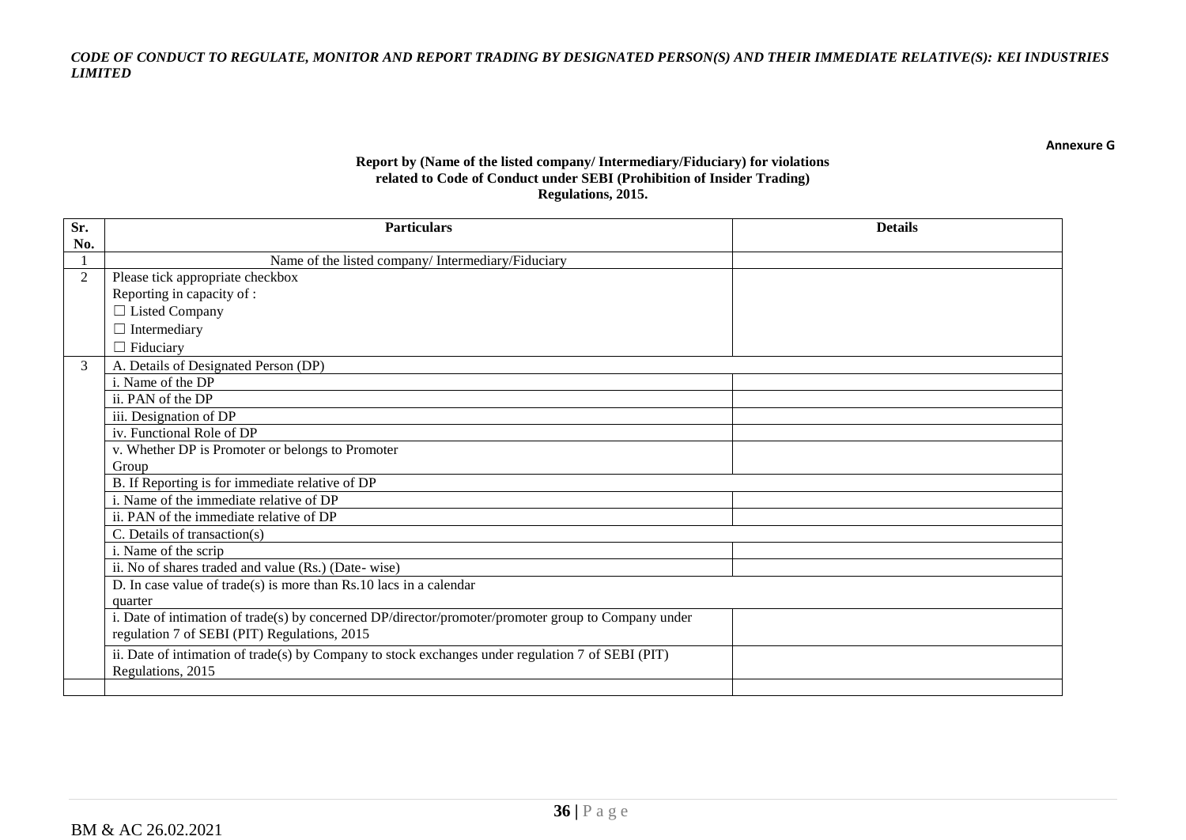**Annexure G**

**Report by (Name of the listed company/ Intermediary/Fiduciary) for violations related to Code of Conduct under SEBI (Prohibition of Insider Trading) Regulations, 2015.**

| Sr. No. | Particulars | Details |
|---|---|---|
| 1 | Name of the listed company/ Intermediary/Fiduciary | |
| 2 | Please tick appropriate checkbox<br>Reporting in capacity of :<br>☐ Listed Company<br>☐ Intermediary<br>☐ Fiduciary | |
| 3 | A. Details of Designated Person (DP) | |
| | i. Name of the DP | |
| | ii. PAN of the DP | |
| | iii. Designation of DP | |
| | iv. Functional Role of DP | |
| | v. Whether DP is Promoter or belongs to Promoter Group | |
| | B. If Reporting is for immediate relative of DP | |
| | i. Name of the immediate relative of DP | |
| | ii. PAN of the immediate relative of DP | |
| | C. Details of transaction(s) | |
| | i. Name of the scrip | |
| | ii. No of shares traded and value (Rs.) (Date- wise) | |
| | D. In case value of trade(s) is more than Rs.10 lacs in a calendar quarter | |
| | i. Date of intimation of trade(s) by concerned DP/director/promoter/promoter group to Company under regulation 7 of SEBI (PIT) Regulations, 2015 | |
| | ii. Date of intimation of trade(s) by Company to stock exchanges under regulation 7 of SEBI (PIT) Regulations, 2015 | |
| | | |

BM & AC 26.02.2021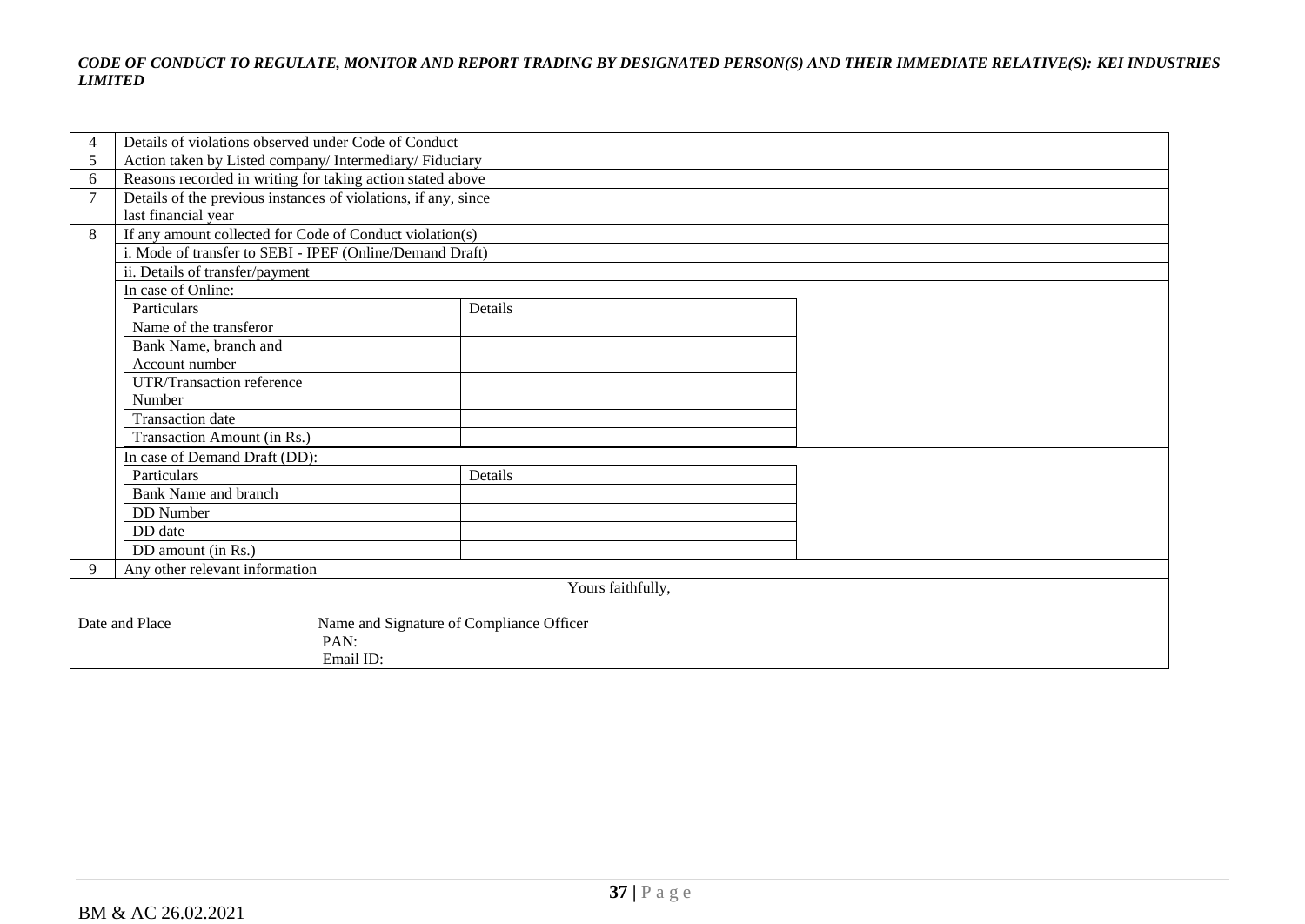| | | |
|---|---|---|
| 4 | Details of violations observed under Code of Conduct | |
| 5 | Action taken by Listed company/ Intermediary/ Fiduciary | |
| 6 | Reasons recorded in writing for taking action stated above | |
| 7 | Details of the previous instances of violations, if any, since last financial year | |
| 8 | If any amount collected for Code of Conduct violation(s) | |
| | i. Mode of transfer to SEBI - IPEF (Online/Demand Draft) | |
| | ii. Details of transfer/payment | |
| | In case of Online: | |

| Particulars | Details |
|---|---|
| Name of the transferor | |
| Bank Name, branch and Account number | |
| UTR/Transaction reference Number | |
| Transaction date | |
| Transaction Amount (in Rs.) | |

In case of Demand Draft (DD):

| Particulars | Details |
|---|---|
| Bank Name and branch | |
| DD Number | |
| DD date | |
| DD amount (in Rs.) | |

| | | |
|---|---|---|
| 9 | Any other relevant information | |

Yours faithfully,

Date and Place

Name and Signature of Compliance Officer
PAN:
Email ID:

BM & AC 26.02.2021